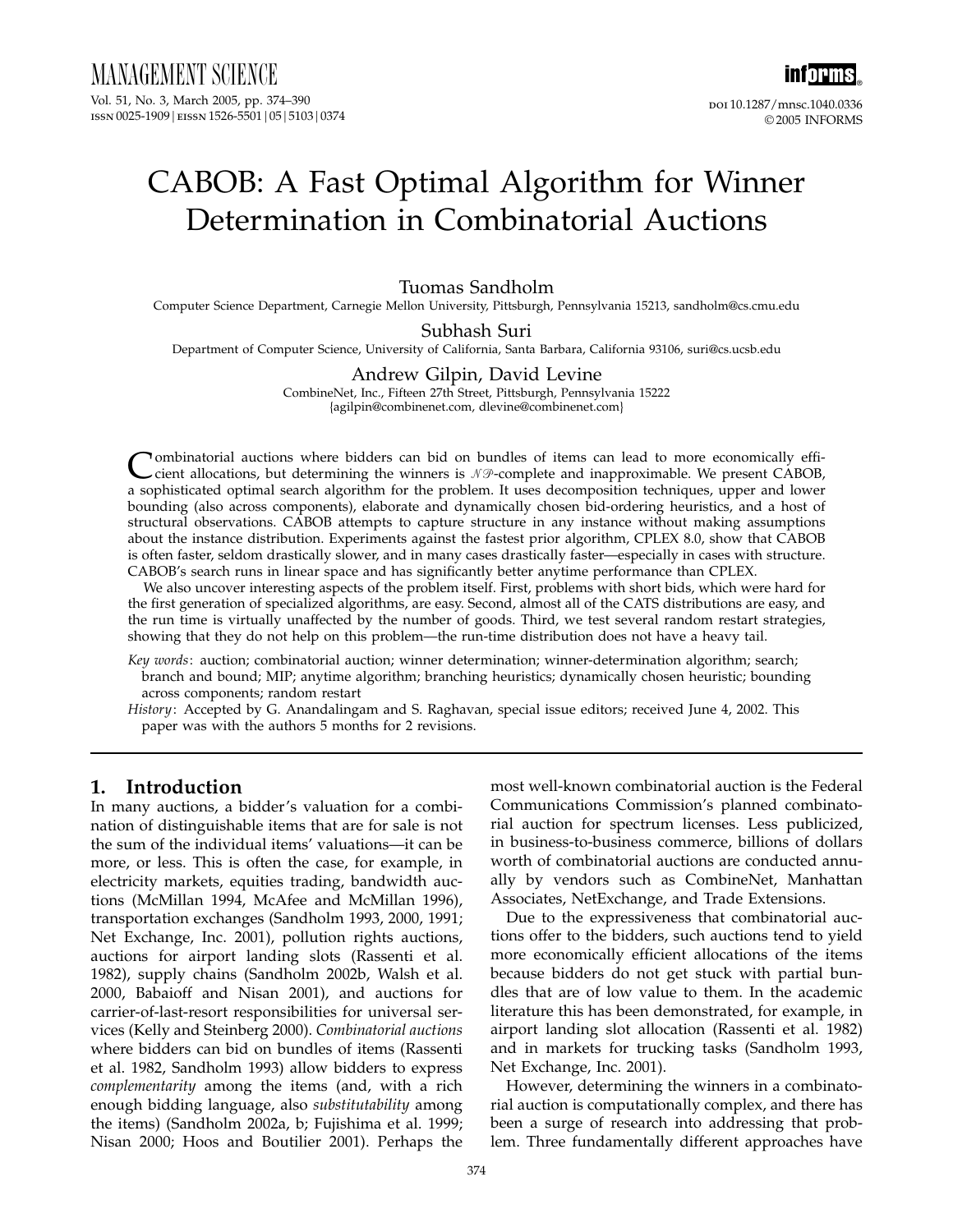# CABOB: A Fast Optimal Algorithm for Winner Determination in Combinatorial Auctions

**Tuomas Sandholm**
Computer Science Department, Carnegie Mellon University, Pittsburgh, Pennsylvania 15213, sandholm@cs.cmu.edu

**Subhash Suri**
Department of Computer Science, University of California, Santa Barbara, California 93106, suri@cs.ucsb.edu

**Andrew Gilpin, David Levine**
CombineNet, Inc., Fifteen 27th Street, Pittsburgh, Pennsylvania 15222
{agilpin@combinenet.com, dlevine@combinenet.com}

Combinatorial auctions where bidders can bid on bundles of items can lead to more economically efficient allocations, but determining the winners is $\mathcal{NP}$-complete and inapproximable. We present CABOB, a sophisticated optimal search algorithm for the problem. It uses decomposition techniques, upper and lower bounding (also across components), elaborate and dynamically chosen bid-ordering heuristics, and a host of structural observations. CABOB attempts to capture structure in any instance without making assumptions about the instance distribution. Experiments against the fastest prior algorithm, CPLEX 8.0, show that CABOB is often faster, seldom drastically slower, and in many cases drastically faster—especially in cases with structure. CABOB's search runs in linear space and has significantly better anytime performance than CPLEX.

We also uncover interesting aspects of the problem itself. First, problems with short bids, which were hard for the first generation of specialized algorithms, are easy. Second, almost all of the CATS distributions are easy, and the run time is virtually unaffected by the number of goods. Third, we test several random restart strategies, showing that they do not help on this problem—the run-time distribution does not have a heavy tail.

*Key words*: auction; combinatorial auction; winner determination; winner-determination algorithm; search; branch and bound; MIP; anytime algorithm; branching heuristics; dynamically chosen heuristic; bounding across components; random restart

*History*: Accepted by G. Anandalingam and S. Raghavan, special issue editors; received June 4, 2002. This paper was with the authors 5 months for 2 revisions.

## 1. Introduction

In many auctions, a bidder's valuation for a combination of distinguishable items that are for sale is not the sum of the individual items' valuations—it can be more, or less. This is often the case, for example, in electricity markets, equities trading, bandwidth auctions (McMillan 1994, McAfee and McMillan 1996), transportation exchanges (Sandholm 1993, 2000, 1991; Net Exchange, Inc. 2001), pollution rights auctions, auctions for airport landing slots (Rassenti et al. 1982), supply chains (Sandholm 2002b, Walsh et al. 2000, Babaioff and Nisan 2001), and auctions for carrier-of-last-resort responsibilities for universal services (Kelly and Steinberg 2000). *Combinatorial auctions* where bidders can bid on bundles of items (Rassenti et al. 1982, Sandholm 1993) allow bidders to express *complementarity* among the items (and, with a rich enough bidding language, also *substitutability* among the items) (Sandholm 2002a, b; Fujishima et al. 1999; Nisan 2000; Hoos and Boutilier 2001). Perhaps the most well-known combinatorial auction is the Federal Communications Commission's planned combinatorial auction for spectrum licenses. Less publicized, in business-to-business commerce, billions of dollars worth of combinatorial auctions are conducted annually by vendors such as CombineNet, Manhattan Associates, NetExchange, and Trade Extensions.

Due to the expressiveness that combinatorial auctions offer to the bidders, such auctions tend to yield more economically efficient allocations of the items because bidders do not get stuck with partial bundles that are of low value to them. In the academic literature this has been demonstrated, for example, in airport landing slot allocation (Rassenti et al. 1982) and in markets for trucking tasks (Sandholm 1993, Net Exchange, Inc. 2001).

However, determining the winners in a combinatorial auction is computationally complex, and there has been a surge of research into addressing that problem. Three fundamentally different approaches have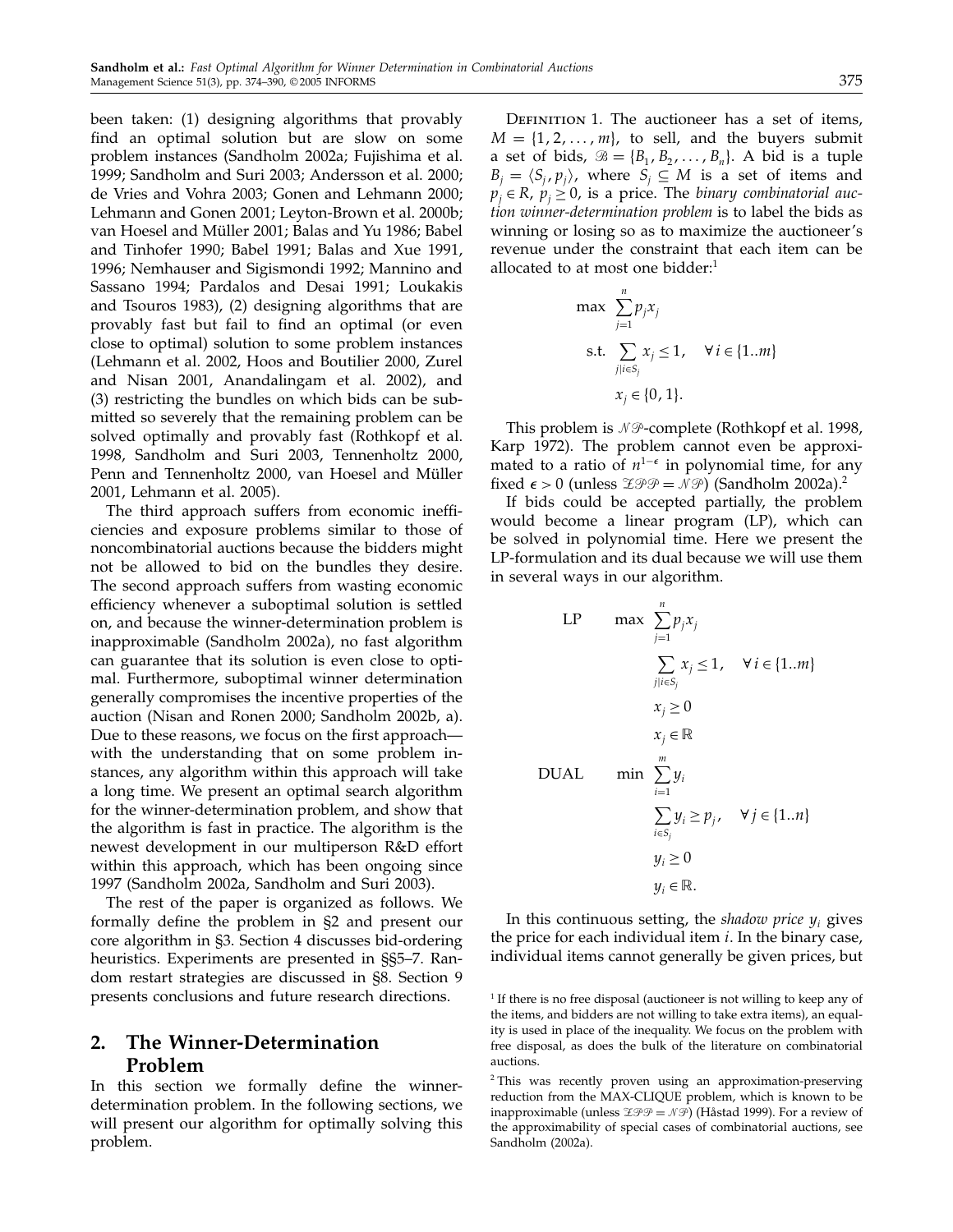been taken: (1) designing algorithms that provably find an optimal solution but are slow on some problem instances (Sandholm 2002a; Fujishima et al. 1999; Sandholm and Suri 2003; Andersson et al. 2000; de Vries and Vohra 2003; Gonen and Lehmann 2000; Lehmann and Gonen 2001; Leyton-Brown et al. 2000b; van Hoesel and Müller 2001; Balas and Yu 1986; Babel and Tinhofer 1990; Babel 1991; Balas and Xue 1991, 1996; Nemhauser and Sigismondi 1992; Mannino and Sassano 1994; Pardalos and Desai 1991; Loukakis and Tsouros 1983), (2) designing algorithms that are provably fast but fail to find an optimal (or even close to optimal) solution to some problem instances (Lehmann et al. 2002, Hoos and Boutilier 2000, Zurel and Nisan 2001, Anandalingam et al. 2002), and (3) restricting the bundles on which bids can be submitted so severely that the remaining problem can be solved optimally and provably fast (Rothkopf et al. 1998, Sandholm and Suri 2003, Tennenholtz 2000, Penn and Tennenholtz 2000, van Hoesel and Müller 2001, Lehmann et al. 2005).

The third approach suffers from economic inefficiencies and exposure problems similar to those of noncombinatorial auctions because the bidders might not be allowed to bid on the bundles they desire. The second approach suffers from wasting economic efficiency whenever a suboptimal solution is settled on, and because the winner-determination problem is inapproximable (Sandholm 2002a), no fast algorithm can guarantee that its solution is even close to optimal. Furthermore, suboptimal winner determination generally compromises the incentive properties of the auction (Nisan and Ronen 2000; Sandholm 2002b, a). Due to these reasons, we focus on the first approach—with the understanding that on some problem instances, any algorithm within this approach will take a long time. We present an optimal search algorithm for the winner-determination problem, and show that the algorithm is fast in practice. The algorithm is the newest development in our multiperson R&D effort within this approach, which has been ongoing since 1997 (Sandholm 2002a, Sandholm and Suri 2003).

The rest of the paper is organized as follows. We formally define the problem in §2 and present our core algorithm in §3. Section 4 discusses bid-ordering heuristics. Experiments are presented in §§5–7. Random restart strategies are discussed in §8. Section 9 presents conclusions and future research directions.

## 2. The Winner-Determination Problem

In this section we formally define the winner-determination problem. In the following sections, we will present our algorithm for optimally solving this problem.

Definition 1. The auctioneer has a set of items, $M = \{1, 2, \ldots, m\}$, to sell, and the buyers submit a set of bids, $\mathcal{B} = \{B_1, B_2, \ldots, B_n\}$. A bid is a tuple $B_j = \langle S_j, p_j \rangle$, where $S_j \subseteq M$ is a set of items and $p_j \in R$, $p_j \geq 0$, is a price. The *binary combinatorial auction winner-determination problem* is to label the bids as winning or losing so as to maximize the auctioneer's revenue under the constraint that each item can be allocated to at most one bidder:[1]

$$\begin{aligned} \max \quad & \sum_{j=1}^{n} p_j x_j \\ \text{s.t.} \quad & \sum_{j \mid i \in S_j} x_j \leq 1, \quad \forall\, i \in \{1..m\} \\ & x_j \in \{0, 1\}. \end{aligned}$$

This problem is $\mathcal{NP}$-complete (Rothkopf et al. 1998, Karp 1972). The problem cannot even be approximated to a ratio of $n^{1-\epsilon}$ in polynomial time, for any fixed $\epsilon > 0$ (unless $\mathcal{ZPP} = \mathcal{NP}$) (Sandholm 2002a).[2]

If bids could be accepted partially, the problem would become a linear program (LP), which can be solved in polynomial time. Here we present the LP-formulation and its dual because we will use them in several ways in our algorithm.

$$\begin{aligned} \text{LP} \qquad \max \quad & \sum_{j=1}^{n} p_j x_j \\ & \sum_{j \mid i \in S_j} x_j \leq 1, \quad \forall\, i \in \{1..m\} \\ & x_j \geq 0 \\ & x_j \in \mathbb{R} \\ \text{DUAL} \qquad \min \quad & \sum_{i=1}^{m} y_i \\ & \sum_{i \in S_j} y_i \geq p_j, \quad \forall\, j \in \{1..n\} \\ & y_i \geq 0 \\ & y_i \in \mathbb{R}. \end{aligned}$$

In this continuous setting, the *shadow price* $y_i$ gives the price for each individual item $i$. In the binary case, individual items cannot generally be given prices, but

[1] If there is no free disposal (auctioneer is not willing to keep any of the items, and bidders are not willing to take extra items), an equality is used in place of the inequality. We focus on the problem with free disposal, as does the bulk of the literature on combinatorial auctions.

[2] This was recently proven using an approximation-preserving reduction from the MAX-CLIQUE problem, which is known to be inapproximable (unless $\mathcal{ZPP} = \mathcal{NP}$) (Håstad 1999). For a review of the approximability of special cases of combinatorial auctions, see Sandholm (2002a).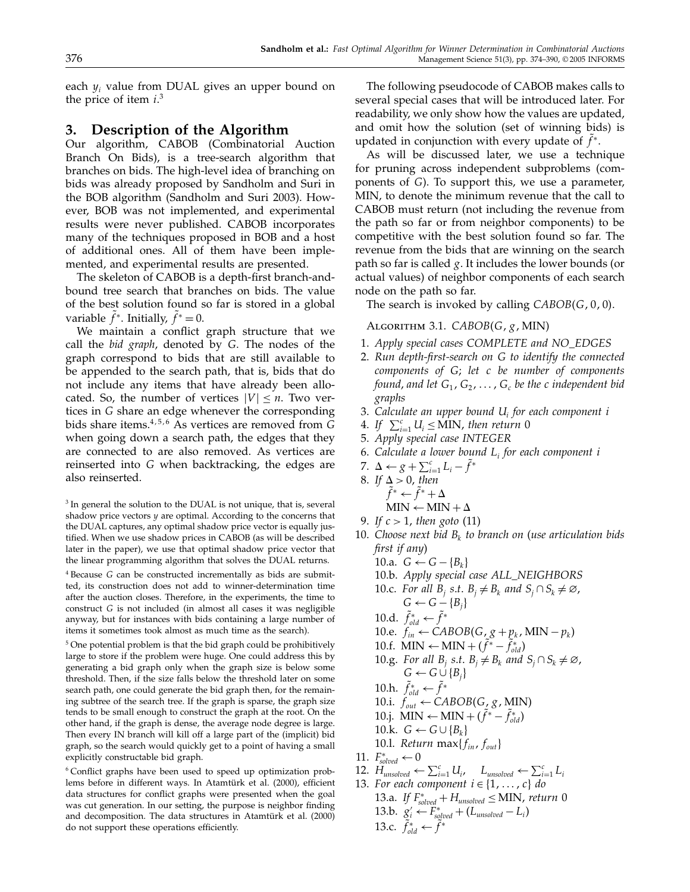each $y_i$ value from DUAL gives an upper bound on the price of item $i$.[3]

## 3. Description of the Algorithm

Our algorithm, CABOB (Combinatorial Auction Branch On Bids), is a tree-search algorithm that branches on bids. The high-level idea of branching on bids was already proposed by Sandholm and Suri in the BOB algorithm (Sandholm and Suri 2003). However, BOB was not implemented, and experimental results were never published. CABOB incorporates many of the techniques proposed in BOB and a host of additional ones. All of them have been implemented, and experimental results are presented.

The skeleton of CABOB is a depth-first branch-and-bound tree search that branches on bids. The value of the best solution found so far is stored in a global variable $\tilde{f}^*$. Initially, $\tilde{f}^* = 0$.

We maintain a conflict graph structure that we call the *bid graph*, denoted by $G$. The nodes of the graph correspond to bids that are still available to be appended to the search path, that is, bids that do not include any items that have already been allocated. So, the number of vertices $|V| \leq n$. Two vertices in $G$ share an edge whenever the corresponding bids share items.[4,5,6] As vertices are removed from $G$ when going down a search path, the edges that they are connected to are also removed. As vertices are reinserted into $G$ when backtracking, the edges are also reinserted.

[3] In general the solution to the DUAL is not unique, that is, several shadow price vectors $y$ are optimal. According to the concerns that the DUAL captures, any optimal shadow price vector is equally justified. When we use shadow prices in CABOB (as will be described later in the paper), we use that optimal shadow price vector that the linear programming algorithm that solves the DUAL returns.

[4] Because $G$ can be constructed incrementally as bids are submitted, its construction does not add to winner-determination time after the auction closes. Therefore, in the experiments, the time to construct $G$ is not included (in almost all cases it was negligible anyway, but for instances with bids containing a large number of items it sometimes took almost as much time as the search).

[5] One potential problem is that the bid graph could be prohibitively large to store if the problem were huge. One could address this by generating a bid graph only when the graph size is below some threshold. Then, if the size falls below the threshold later on some search path, one could generate the bid graph then, for the remaining subtree of the search tree. If the graph is sparse, the graph size tends to be small enough to construct the graph at the root. On the other hand, if the graph is dense, the average node degree is large. Then every IN branch will kill off a large part of the (implicit) bid graph, so the search would quickly get to a point of having a small explicitly constructable bid graph.

[6] Conflict graphs have been used to speed up optimization problems before in different ways. In Atamtürk et al. (2000), efficient data structures for conflict graphs were presented when the goal was cut generation. In our setting, the purpose is neighbor finding and decomposition. The data structures in Atamtürk et al. (2000) do not support these operations efficiently.

The following pseudocode of CABOB makes calls to several special cases that will be introduced later. For readability, we only show how the values are updated, and omit how the solution (set of winning bids) is updated in conjunction with every update of $\tilde{f}^*$.

As will be discussed later, we use a technique for pruning across independent subproblems (components of $G$). To support this, we use a parameter, MIN, to denote the minimum revenue that the call to CABOB must return (not including the revenue from the path so far or from neighbor components) to be competitive with the best solution found so far. The revenue from the bids that are winning on the search path so far is called $g$. It includes the lower bounds (or actual values) of neighbor components of each search node on the path so far.

The search is invoked by calling *CABOB*$(G, 0, 0)$.

Algorithm 3.1. *CABOB*$(G, g, \text{MIN})$

1. *Apply special cases COMPLETE and NO_EDGES*
2. *Run depth-first-search on $G$ to identify the connected components of $G$; let $c$ be number of components found, and let $G_1, G_2, \ldots, G_c$ be the $c$ independent bid graphs*
3. *Calculate an upper bound $U_i$ for each component $i$*
4. *If* $\sum_{i=1}^{c} U_i \leq \text{MIN}$, *then return* 0
5. *Apply special case INTEGER*
6. *Calculate a lower bound $L_i$ for each component $i$*
7. $\Delta \leftarrow g + \sum_{i=1}^{c} L_i - \tilde{f}^*$
8. *If* $\Delta > 0$, *then*
   $\tilde{f}^* \leftarrow \tilde{f}^* + \Delta$
   $\text{MIN} \leftarrow \text{MIN} + \Delta$
9. *If* $c > 1$, *then goto* (11)
10. *Choose next bid $B_k$ to branch on (use articulation bids first if any)*
    - 10.a. $G \leftarrow G - \{B_k\}$
    - 10.b. *Apply special case ALL_NEIGHBORS*
    - 10.c. *For all $B_j$ s.t. $B_j \neq B_k$ and $S_j \cap S_k \neq \varnothing$,* $G \leftarrow G - \{B_j\}$
    - 10.d. $\tilde{f}^*_{old} \leftarrow \tilde{f}^*$
    - 10.e. $f_{in} \leftarrow CABOB(G, g + p_k, \text{MIN} - p_k)$
    - 10.f. $\text{MIN} \leftarrow \text{MIN} + (\tilde{f}^* - \tilde{f}^*_{old})$
    - 10.g. *For all $B_j$ s.t. $B_j \neq B_k$ and $S_j \cap S_k \neq \varnothing$,* $G \leftarrow G \cup \{B_j\}$
    - 10.h. $\tilde{f}^*_{old} \leftarrow \tilde{f}^*$
    - 10.i. $f_{out} \leftarrow CABOB(G, g, \text{MIN})$
    - 10.j. $\text{MIN} \leftarrow \text{MIN} + (\tilde{f}^* - \tilde{f}^*_{old})$
    - 10.k. $G \leftarrow G \cup \{B_k\}$
    - 10.l. *Return* $\max\{f_{in}, f_{out}\}$
11. $F^*_{solved} \leftarrow 0$
12. $H_{unsolved} \leftarrow \sum_{i=1}^{c} U_i, \quad L_{unsolved} \leftarrow \sum_{i=1}^{c} L_i$
13. *For each component* $i \in \{1, \ldots, c\}$ *do*
    - 13.a. *If* $F^*_{solved} + H_{unsolved} \leq \text{MIN}$, *return* 0
    - 13.b. $g'_i \leftarrow F^*_{solved} + (L_{unsolved} - L_i)$
    - 13.c. $\tilde{f}^*_{old} \leftarrow \tilde{f}^*$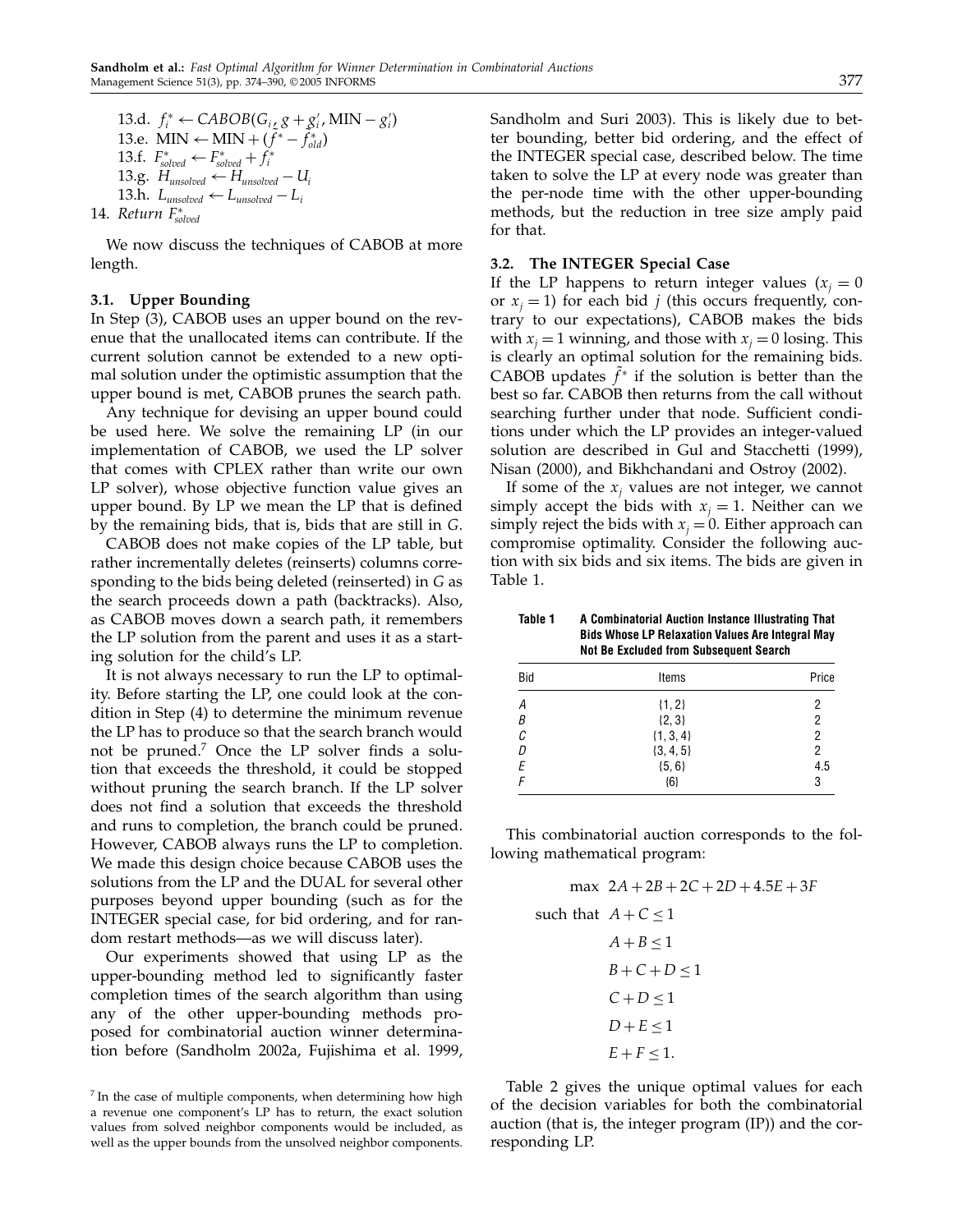13.d. $f_i^* \leftarrow CABOB(G_i, g + g_i', \text{MIN} - g_i')$

13.e. $\text{MIN} \leftarrow \text{MIN} + (\tilde{f}^* - \tilde{f}_{old}^*)$

13.f. $F_{solved}^* \leftarrow F_{solved}^* + f_i^*$

13.g. $H_{unsolved} \leftarrow H_{unsolved} - U_i$

13.h. $L_{unsolved} \leftarrow L_{unsolved} - L_i$

14. *Return* $F_{solved}^*$

We now discuss the techniques of CABOB at more length.

### 3.1. Upper Bounding

In Step (3), CABOB uses an upper bound on the revenue that the unallocated items can contribute. If the current solution cannot be extended to a new optimal solution under the optimistic assumption that the upper bound is met, CABOB prunes the search path.

Any technique for devising an upper bound could be used here. We solve the remaining LP (in our implementation of CABOB, we used the LP solver that comes with CPLEX rather than write our own LP solver), whose objective function value gives an upper bound. By LP we mean the LP that is defined by the remaining bids, that is, bids that are still in $G$.

CABOB does not make copies of the LP table, but rather incrementally deletes (reinserts) columns corresponding to the bids being deleted (reinserted) in $G$ as the search proceeds down a path (backtracks). Also, as CABOB moves down a search path, it remembers the LP solution from the parent and uses it as a starting solution for the child's LP.

It is not always necessary to run the LP to optimality. Before starting the LP, one could look at the condition in Step (4) to determine the minimum revenue the LP has to produce so that the search branch would not be pruned.[7] Once the LP solver finds a solution that exceeds the threshold, it could be stopped without pruning the search branch. If the LP solver does not find a solution that exceeds the threshold and runs to completion, the branch could be pruned. However, CABOB always runs the LP to completion. We made this design choice because CABOB uses the solutions from the LP and the DUAL for several other purposes beyond upper bounding (such as for the INTEGER special case, for bid ordering, and for random restart methods—as we will discuss later).

Our experiments showed that using LP as the upper-bounding method led to significantly faster completion times of the search algorithm than using any of the other upper-bounding methods proposed for combinatorial auction winner determination before (Sandholm 2002a, Fujishima et al. 1999, Sandholm and Suri 2003). This is likely due to better bounding, better bid ordering, and the effect of the INTEGER special case, described below. The time taken to solve the LP at every node was greater than the per-node time with the other upper-bounding methods, but the reduction in tree size amply paid for that.

### 3.2. The INTEGER Special Case

If the LP happens to return integer values ($x_j = 0$ or $x_j = 1$) for each bid $j$ (this occurs frequently, contrary to our expectations), CABOB makes the bids with $x_j = 1$ winning, and those with $x_j = 0$ losing. This is clearly an optimal solution for the remaining bids. CABOB updates $\tilde{f}^*$ if the solution is better than the best so far. CABOB then returns from the call without searching further under that node. Sufficient conditions under which the LP provides an integer-valued solution are described in Gul and Stacchetti (1999), Nisan (2000), and Bikhchandani and Ostroy (2002).

If some of the $x_j$ values are not integer, we cannot simply accept the bids with $x_j = 1$. Neither can we simply reject the bids with $x_j = 0$. Either approach can compromise optimality. Consider the following auction with six bids and six items. The bids are given in Table 1.

**Table 1** A Combinatorial Auction Instance Illustrating That Bids Whose LP Relaxation Values Are Integral May Not Be Excluded from Subsequent Search

| Bid | Items | Price |
|---|---|---|
| $A$ | {1, 2} | 2 |
| $B$ | {2, 3} | 2 |
| $C$ | {1, 3, 4} | 2 |
| $D$ | {3, 4, 5} | 2 |
| $E$ | {5, 6} | 4.5 |
| $F$ | {6} | 3 |

This combinatorial auction corresponds to the following mathematical program:

$$
\begin{aligned}
\max \quad & 2A + 2B + 2C + 2D + 4.5E + 3F \\
\text{such that} \quad & A + C \leq 1 \\
& A + B \leq 1 \\
& B + C + D \leq 1 \\
& C + D \leq 1 \\
& D + E \leq 1 \\
& E + F \leq 1.
\end{aligned}
$$

Table 2 gives the unique optimal values for each of the decision variables for both the combinatorial auction (that is, the integer program (IP)) and the corresponding LP.

[7] In the case of multiple components, when determining how high a revenue one component's LP has to return, the exact solution values from solved neighbor components would be included, as well as the upper bounds from the unsolved neighbor components.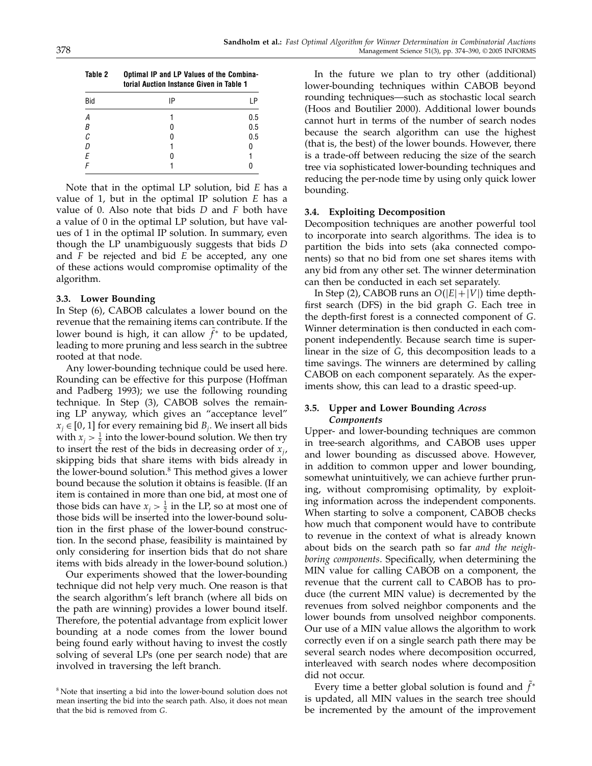**Table 2** Optimal IP and LP Values of the Combinatorial Auction Instance Given in Table 1

| Bid | IP | LP |
|---|---|---|
| $A$ | 1 | 0.5 |
| $B$ | 0 | 0.5 |
| $C$ | 0 | 0.5 |
| $D$ | 1 | 0 |
| $E$ | 0 | 1 |
| $F$ | 1 | 0 |

Note that in the optimal LP solution, bid $E$ has a value of 1, but in the optimal IP solution $E$ has a value of 0. Also note that bids $D$ and $F$ both have a value of 0 in the optimal LP solution, but have values of 1 in the optimal IP solution. In summary, even though the LP unambiguously suggests that bids $D$ and $F$ be rejected and bid $E$ be accepted, any one of these actions would compromise optimality of the algorithm.

### 3.3. Lower Bounding

In Step (6), CABOB calculates a lower bound on the revenue that the remaining items can contribute. If the lower bound is high, it can allow $\tilde{f}^*$ to be updated, leading to more pruning and less search in the subtree rooted at that node.

Any lower-bounding technique could be used here. Rounding can be effective for this purpose (Hoffman and Padberg 1993); we use the following rounding technique. In Step (3), CABOB solves the remaining LP anyway, which gives an "acceptance level" $x_j \in [0, 1]$ for every remaining bid $B_j$. We insert all bids with $x_j > \frac{1}{2}$ into the lower-bound solution. We then try to insert the rest of the bids in decreasing order of $x_j$, skipping bids that share items with bids already in the lower-bound solution.[8] This method gives a lower bound because the solution it obtains is feasible. (If an item is contained in more than one bid, at most one of those bids can have $x_j > \frac{1}{2}$ in the LP, so at most one of those bids will be inserted into the lower-bound solution in the first phase of the lower-bound construction. In the second phase, feasibility is maintained by only considering for insertion bids that do not share items with bids already in the lower-bound solution.)

Our experiments showed that the lower-bounding technique did not help very much. One reason is that the search algorithm's left branch (where all bids on the path are winning) provides a lower bound itself. Therefore, the potential advantage from explicit lower bounding at a node comes from the lower bound being found early without having to invest the costly solving of several LPs (one per search node) that are involved in traversing the left branch.

[8] Note that inserting a bid into the lower-bound solution does not mean inserting the bid into the search path. Also, it does not mean that the bid is removed from $G$.

In the future we plan to try other (additional) lower-bounding techniques within CABOB beyond rounding techniques—such as stochastic local search (Hoos and Boutilier 2000). Additional lower bounds cannot hurt in terms of the number of search nodes because the search algorithm can use the highest (that is, the best) of the lower bounds. However, there is a trade-off between reducing the size of the search tree via sophisticated lower-bounding techniques and reducing the per-node time by using only quick lower bounding.

### 3.4. Exploiting Decomposition

Decomposition techniques are another powerful tool to incorporate into search algorithms. The idea is to partition the bids into sets (aka connected components) so that no bid from one set shares items with any bid from any other set. The winner determination can then be conducted in each set separately.

In Step (2), CABOB runs an $O(|E|+|V|)$ time depth-first search (DFS) in the bid graph $G$. Each tree in the depth-first forest is a connected component of $G$. Winner determination is then conducted in each component independently. Because search time is superlinear in the size of $G$, this decomposition leads to a time savings. The winners are determined by calling CABOB on each component separately. As the experiments show, this can lead to a drastic speed-up.

### 3.5. Upper and Lower Bounding *Across Components*

Upper- and lower-bounding techniques are common in tree-search algorithms, and CABOB uses upper and lower bounding as discussed above. However, in addition to common upper and lower bounding, somewhat unintuitively, we can achieve further pruning, without compromising optimality, by exploiting information across the independent components. When starting to solve a component, CABOB checks how much that component would have to contribute to revenue in the context of what is already known about bids on the search path so far *and the neighboring components*. Specifically, when determining the MIN value for calling CABOB on a component, the revenue that the current call to CABOB has to produce (the current MIN value) is decremented by the revenues from solved neighbor components and the lower bounds from unsolved neighbor components. Our use of a MIN value allows the algorithm to work correctly even if on a single search path there may be several search nodes where decomposition occurred, interleaved with search nodes where decomposition did not occur.

Every time a better global solution is found and $\tilde{f}^*$ is updated, all MIN values in the search tree should be incremented by the amount of the improvement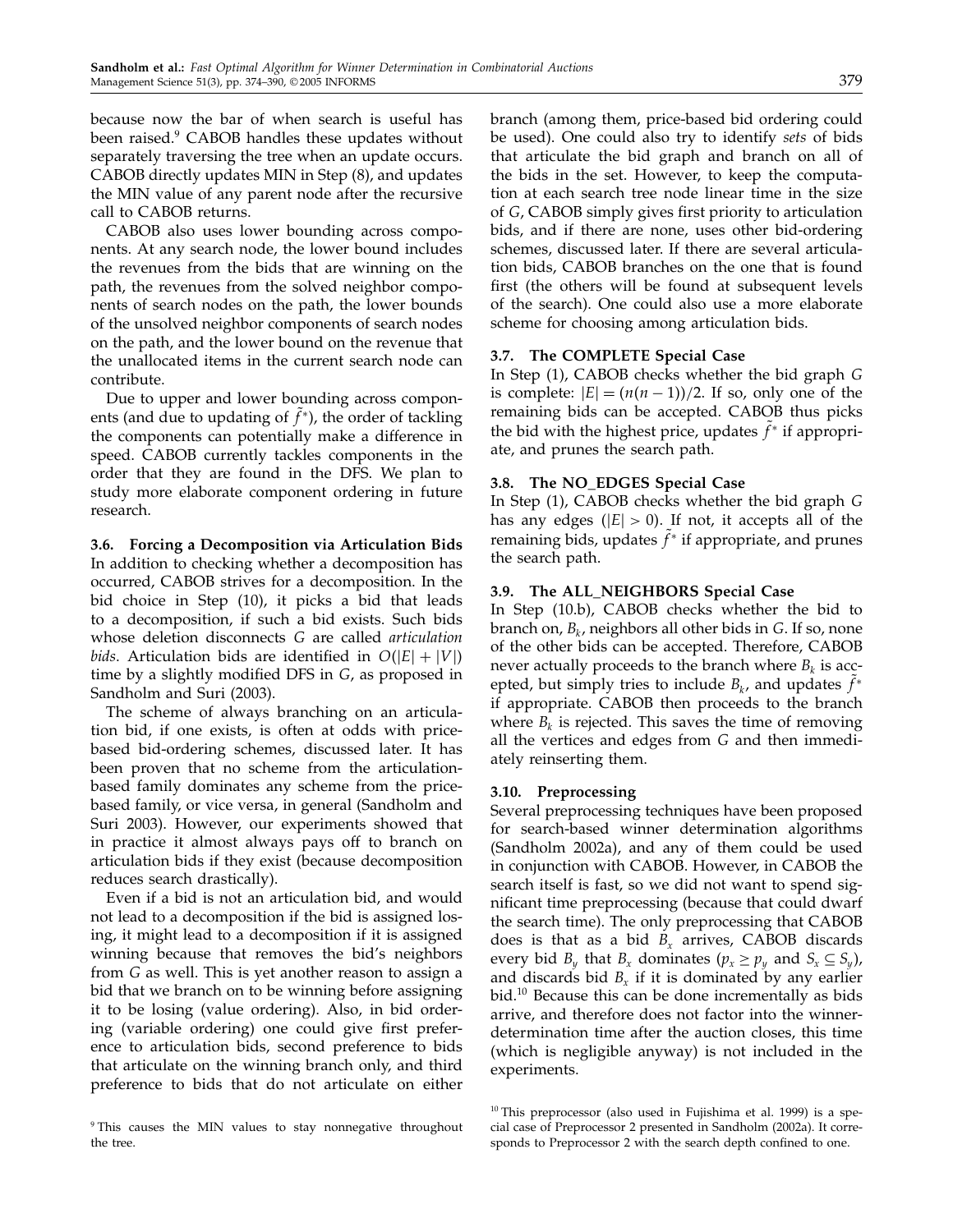because now the bar of when search is useful has been raised.[9] CABOB handles these updates without separately traversing the tree when an update occurs. CABOB directly updates MIN in Step (8), and updates the MIN value of any parent node after the recursive call to CABOB returns.

CABOB also uses lower bounding across components. At any search node, the lower bound includes the revenues from the bids that are winning on the path, the revenues from the solved neighbor components of search nodes on the path, the lower bounds of the unsolved neighbor components of search nodes on the path, and the lower bound on the revenue that the unallocated items in the current search node can contribute.

Due to upper and lower bounding across components (and due to updating of $\tilde{f}^*$), the order of tackling the components can potentially make a difference in speed. CABOB currently tackles components in the order that they are found in the DFS. We plan to study more elaborate component ordering in future research.

### 3.6. Forcing a Decomposition via Articulation Bids

In addition to checking whether a decomposition has occurred, CABOB strives for a decomposition. In the bid choice in Step (10), it picks a bid that leads to a decomposition, if such a bid exists. Such bids whose deletion disconnects $G$ are called *articulation bids*. Articulation bids are identified in $O(|E| + |V|)$ time by a slightly modified DFS in $G$, as proposed in Sandholm and Suri (2003).

The scheme of always branching on an articulation bid, if one exists, is often at odds with price-based bid-ordering schemes, discussed later. It has been proven that no scheme from the articulation-based family dominates any scheme from the price-based family, or vice versa, in general (Sandholm and Suri 2003). However, our experiments showed that in practice it almost always pays off to branch on articulation bids if they exist (because decomposition reduces search drastically).

Even if a bid is not an articulation bid, and would not lead to a decomposition if the bid is assigned losing, it might lead to a decomposition if it is assigned winning because that removes the bid's neighbors from $G$ as well. This is yet another reason to assign a bid that we branch on to be winning before assigning it to be losing (value ordering). Also, in bid ordering (variable ordering) one could give first preference to articulation bids, second preference to bids that articulate on the winning branch only, and third preference to bids that do not articulate on either branch (among them, price-based bid ordering could be used). One could also try to identify *sets* of bids that articulate the bid graph and branch on all of the bids in the set. However, to keep the computation at each search tree node linear time in the size of $G$, CABOB simply gives first priority to articulation bids, and if there are none, uses other bid-ordering schemes, discussed later. If there are several articulation bids, CABOB branches on the one that is found first (the others will be found at subsequent levels of the search). One could also use a more elaborate scheme for choosing among articulation bids.

### 3.7. The COMPLETE Special Case

In Step (1), CABOB checks whether the bid graph $G$ is complete: $|E| = (n(n-1))/2$. If so, only one of the remaining bids can be accepted. CABOB thus picks the bid with the highest price, updates $\tilde{f}^*$ if appropriate, and prunes the search path.

### 3.8. The NO_EDGES Special Case

In Step (1), CABOB checks whether the bid graph $G$ has any edges ($|E| > 0$). If not, it accepts all of the remaining bids, updates $\tilde{f}^*$ if appropriate, and prunes the search path.

### 3.9. The ALL_NEIGHBORS Special Case

In Step (10.b), CABOB checks whether the bid to branch on, $B_k$, neighbors all other bids in $G$. If so, none of the other bids can be accepted. Therefore, CABOB never actually proceeds to the branch where $B_k$ is accepted, but simply tries to include $B_k$, and updates $\tilde{f}^*$ if appropriate. CABOB then proceeds to the branch where $B_k$ is rejected. This saves the time of removing all the vertices and edges from $G$ and then immediately reinserting them.

### 3.10. Preprocessing

Several preprocessing techniques have been proposed for search-based winner determination algorithms (Sandholm 2002a), and any of them could be used in conjunction with CABOB. However, in CABOB the search itself is fast, so we did not want to spend significant time preprocessing (because that could dwarf the search time). The only preprocessing that CABOB does is that as a bid $B_x$ arrives, CABOB discards every bid $B_y$ that $B_x$ dominates ($p_x \geq p_y$ and $S_x \subseteq S_y$), and discards bid $B_x$ if it is dominated by any earlier bid.[10] Because this can be done incrementally as bids arrive, and therefore does not factor into the winner-determination time after the auction closes, this time (which is negligible anyway) is not included in the experiments.

[9] This causes the MIN values to stay nonnegative throughout the tree.

[10] This preprocessor (also used in Fujishima et al. 1999) is a special case of Preprocessor 2 presented in Sandholm (2002a). It corresponds to Preprocessor 2 with the search depth confined to one.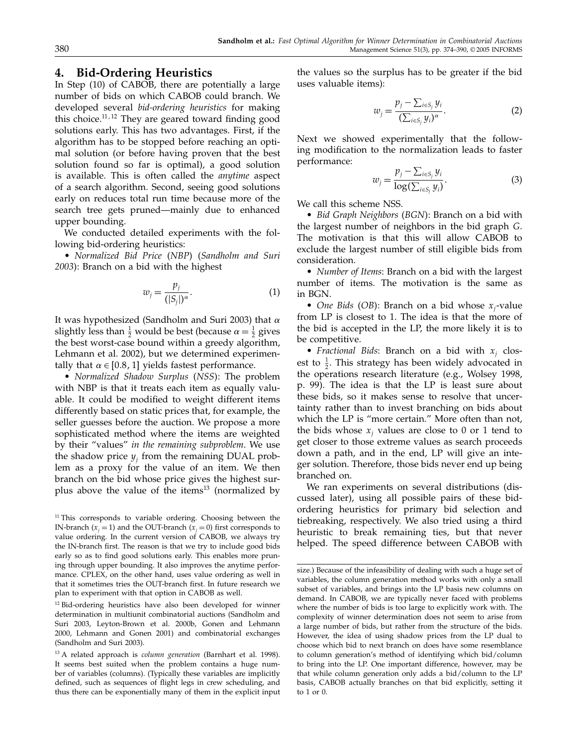## 4. Bid-Ordering Heuristics

In Step (10) of CABOB, there are potentially a large number of bids on which CABOB could branch. We developed several *bid-ordering heuristics* for making this choice.[11,12] They are geared toward finding good solutions early. This has two advantages. First, if the algorithm has to be stopped before reaching an optimal solution (or before having proven that the best solution found so far is optimal), a good solution is available. This is often called the *anytime* aspect of a search algorithm. Second, seeing good solutions early on reduces total run time because more of the search tree gets pruned—mainly due to enhanced upper bounding.

We conducted detailed experiments with the following bid-ordering heuristics:

- *Normalized Bid Price* (*NBP*) (*Sandholm and Suri 2003*): Branch on a bid with the highest

$$w_j = \frac{p_j}{(|S_j|)^\alpha}. \tag{1}$$

It was hypothesized (Sandholm and Suri 2003) that $\alpha$ slightly less than $\frac{1}{2}$ would be best (because $\alpha = \frac{1}{2}$ gives the best worst-case bound within a greedy algorithm, Lehmann et al. 2002), but we determined experimentally that $\alpha \in [0.8, 1]$ yields fastest performance.

- *Normalized Shadow Surplus* (*NSS*): The problem with NBP is that it treats each item as equally valuable. It could be modified to weight different items differently based on static prices that, for example, the seller guesses before the auction. We propose a more sophisticated method where the items are weighted by their "values" *in the remaining subproblem*. We use the shadow price $y_j$ from the remaining DUAL problem as a proxy for the value of an item. We then branch on the bid whose price gives the highest surplus above the value of the items[13] (normalized by the values so the surplus has to be greater if the bid uses valuable items):

$$w_j = \frac{p_j - \sum_{i \in S_j} y_i}{(\sum_{i \in S_j} y_i)^\alpha}. \tag{2}$$

Next we showed experimentally that the following modification to the normalization leads to faster performance:

$$w_j = \frac{p_j - \sum_{i \in S_j} y_i}{\log(\sum_{i \in S_j} y_i)}. \tag{3}$$

We call this scheme NSS.

- *Bid Graph Neighbors* (*BGN*): Branch on a bid with the largest number of neighbors in the bid graph $G$. The motivation is that this will allow CABOB to exclude the largest number of still eligible bids from consideration.
- *Number of Items*: Branch on a bid with the largest number of items. The motivation is the same as in BGN.
- *One Bids* (*OB*): Branch on a bid whose $x_j$-value from LP is closest to 1. The idea is that the more of the bid is accepted in the LP, the more likely it is to be competitive.
- *Fractional Bids*: Branch on a bid with $x_j$ closest to $\frac{1}{2}$. This strategy has been widely advocated in the operations research literature (e.g., Wolsey 1998, p. 99). The idea is that the LP is least sure about these bids, so it makes sense to resolve that uncertainty rather than to invest branching on bids about which the LP is "more certain." More often than not, the bids whose $x_j$ values are close to 0 or 1 tend to get closer to those extreme values as search proceeds down a path, and in the end, LP will give an integer solution. Therefore, those bids never end up being branched on.

We ran experiments on several distributions (discussed later), using all possible pairs of these bid-ordering heuristics for primary bid selection and tiebreaking, respectively. We also tried using a third heuristic to break remaining ties, but that never helped. The speed difference between CABOB with

---

[11] This corresponds to variable ordering. Choosing between the IN-branch ($x_j = 1$) and the OUT-branch ($x_j = 0$) first corresponds to value ordering. In the current version of CABOB, we always try the IN-branch first. The reason is that we try to include good bids early so as to find good solutions early. This enables more pruning through upper bounding. It also improves the anytime performance. CPLEX, on the other hand, uses value ordering as well in that it sometimes tries the OUT-branch first. In future research we plan to experiment with that option in CABOB as well.

[12] Bid-ordering heuristics have also been developed for winner determination in multiunit combinatorial auctions (Sandholm and Suri 2003, Leyton-Brown et al. 2000b, Gonen and Lehmann 2000, Lehmann and Gonen 2001) and combinatorial exchanges (Sandholm and Suri 2003).

[13] A related approach is *column generation* (Barnhart et al. 1998). It seems best suited when the problem contains a huge number of variables (columns). (Typically these variables are implicitly defined, such as sequences of flight legs in crew scheduling, and thus there can be exponentially many of them in the explicit input size.) Because of the infeasibility of dealing with such a huge set of variables, the column generation method works with only a small subset of variables, and brings into the LP basis new columns on demand. In CABOB, we are typically never faced with problems where the number of bids is too large to explicitly work with. The complexity of winner determination does not seem to arise from a large number of bids, but rather from the structure of the bids. However, the idea of using shadow prices from the LP dual to choose which bid to next branch on does have some resemblance to column generation's method of identifying which bid/column to bring into the LP. One important difference, however, may be that while column generation only adds a bid/column to the LP basis, CABOB actually branches on that bid explicitly, setting it to 1 or 0.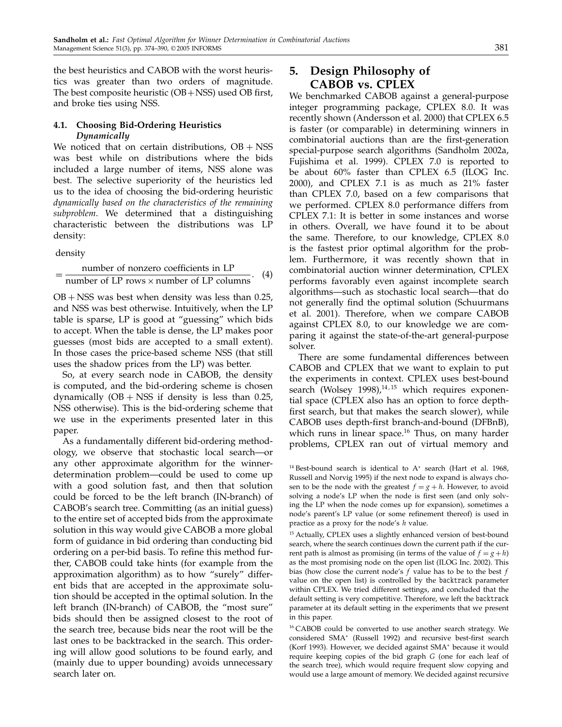the best heuristics and CABOB with the worst heuristics was greater than two orders of magnitude. The best composite heuristic (OB + NSS) used OB first, and broke ties using NSS.

### 4.1. Choosing Bid-Ordering Heuristics *Dynamically*

We noticed that on certain distributions, OB + NSS was best while on distributions where the bids included a large number of items, NSS alone was best. The selective superiority of the heuristics led us to the idea of choosing the bid-ordering heuristic *dynamically based on the characteristics of the remaining subproblem*. We determined that a distinguishing characteristic between the distributions was LP density:

$$\text{density} = \frac{\text{number of nonzero coefficients in LP}}{\text{number of LP rows} \times \text{number of LP columns}}. \quad (4)$$

OB + NSS was best when density was less than 0.25, and NSS was best otherwise. Intuitively, when the LP table is sparse, LP is good at "guessing" which bids to accept. When the table is dense, the LP makes poor guesses (most bids are accepted to a small extent). In those cases the price-based scheme NSS (that still uses the shadow prices from the LP) was better.

So, at every search node in CABOB, the density is computed, and the bid-ordering scheme is chosen dynamically (OB + NSS if density is less than 0.25, NSS otherwise). This is the bid-ordering scheme that we use in the experiments presented later in this paper.

As a fundamentally different bid-ordering methodology, we observe that stochastic local search—or any other approximate algorithm for the winner-determination problem—could be used to come up with a good solution fast, and then that solution could be forced to be the left branch (IN-branch) of CABOB's search tree. Committing (as an initial guess) to the entire set of accepted bids from the approximate solution in this way would give CABOB a more global form of guidance in bid ordering than conducting bid ordering on a per-bid basis. To refine this method further, CABOB could take hints (for example from the approximation algorithm) as to how "surely" different bids that are accepted in the approximate solution should be accepted in the optimal solution. In the left branch (IN-branch) of CABOB, the "most sure" bids should then be assigned closest to the root of the search tree, because bids near the root will be the last ones to be backtracked in the search. This ordering will allow good solutions to be found early, and (mainly due to upper bounding) avoids unnecessary search later on.

## 5. Design Philosophy of CABOB vs. CPLEX

We benchmarked CABOB against a general-purpose integer programming package, CPLEX 8.0. It was recently shown (Andersson et al. 2000) that CPLEX 6.5 is faster (or comparable) in determining winners in combinatorial auctions than are the first-generation special-purpose search algorithms (Sandholm 2002a, Fujishima et al. 1999). CPLEX 7.0 is reported to be about 60% faster than CPLEX 6.5 (ILOG Inc. 2000), and CPLEX 7.1 is as much as 21% faster than CPLEX 7.0, based on a few comparisons that we performed. CPLEX 8.0 performance differs from CPLEX 7.1: It is better in some instances and worse in others. Overall, we have found it to be about the same. Therefore, to our knowledge, CPLEX 8.0 is the fastest prior optimal algorithm for the problem. Furthermore, it was recently shown that in combinatorial auction winner determination, CPLEX performs favorably even against incomplete search algorithms—such as stochastic local search—that do not generally find the optimal solution (Schuurmans et al. 2001). Therefore, when we compare CABOB against CPLEX 8.0, to our knowledge we are comparing it against the state-of-the-art general-purpose solver.

There are some fundamental differences between CABOB and CPLEX that we want to explain to put the experiments in context. CPLEX uses best-bound search (Wolsey 1998),[14, 15] which requires exponential space (CPLEX also has an option to force depth-first search, but that makes the search slower), while CABOB uses depth-first branch-and-bound (DFBnB), which runs in linear space.[16] Thus, on many harder problems, CPLEX ran out of virtual memory and

[14] Best-bound search is identical to A* search (Hart et al. 1968, Russell and Norvig 1995) if the next node to expand is always chosen to be the node with the greatest $f = g + h$. However, to avoid solving a node's LP when the node is first seen (and only solving the LP when the node comes up for expansion), sometimes a node's parent's LP value (or some refinement thereof) is used in practice as a proxy for the node's $h$ value.

[15] Actually, CPLEX uses a slightly enhanced version of best-bound search, where the search continues down the current path if the current path is almost as promising (in terms of the value of $f = g + h$) as the most promising node on the open list (ILOG Inc. 2002). This bias (how close the current node's $f$ value has to be to the best $f$ value on the open list) is controlled by the `backtrack` parameter within CPLEX. We tried different settings, and concluded that the default setting is very competitive. Therefore, we left the `backtrack` parameter at its default setting in the experiments that we present in this paper.

[16] CABOB could be converted to use another search strategy. We considered SMA* (Russell 1992) and recursive best-first search (Korf 1993). However, we decided against SMA* because it would require keeping copies of the bid graph $G$ (one for each leaf of the search tree), which would require frequent slow copying and would use a large amount of memory. We decided against recursive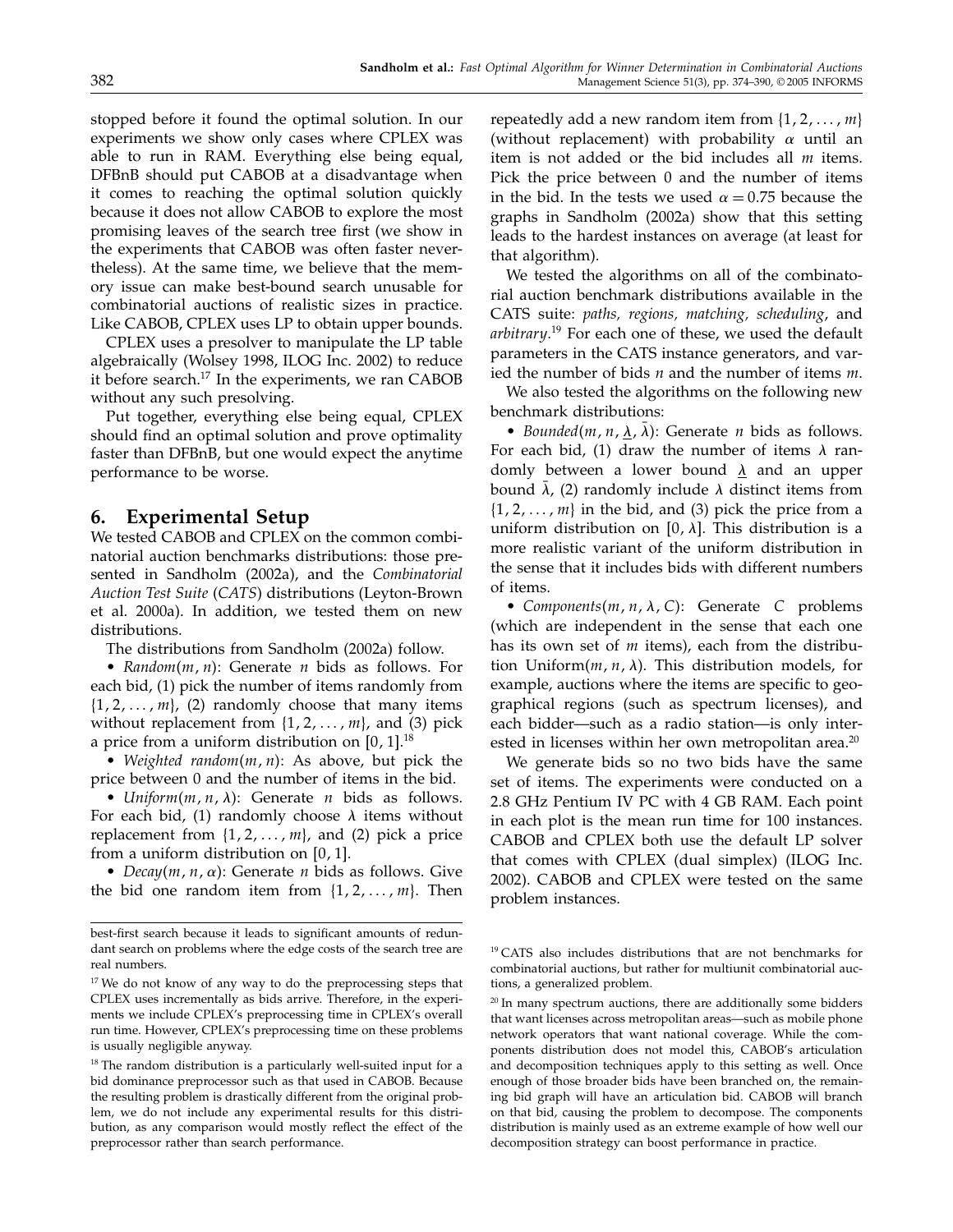stopped before it found the optimal solution. In our experiments we show only cases where CPLEX was able to run in RAM. Everything else being equal, DFBnB should put CABOB at a disadvantage when it comes to reaching the optimal solution quickly because it does not allow CABOB to explore the most promising leaves of the search tree first (we show in the experiments that CABOB was often faster nevertheless). At the same time, we believe that the memory issue can make best-bound search unusable for combinatorial auctions of realistic sizes in practice. Like CABOB, CPLEX uses LP to obtain upper bounds.

CPLEX uses a presolver to manipulate the LP table algebraically (Wolsey 1998, ILOG Inc. 2002) to reduce it before search.[17] In the experiments, we ran CABOB without any such presolving.

Put together, everything else being equal, CPLEX should find an optimal solution and prove optimality faster than DFBnB, but one would expect the anytime performance to be worse.

## 6. Experimental Setup

We tested CABOB and CPLEX on the common combinatorial auction benchmarks distributions: those presented in Sandholm (2002a), and the *Combinatorial Auction Test Suite* (*CATS*) distributions (Leyton-Brown et al. 2000a). In addition, we tested them on new distributions.

The distributions from Sandholm (2002a) follow.

- *Random*$(m, n)$: Generate $n$ bids as follows. For each bid, (1) pick the number of items randomly from $\{1, 2, \ldots, m\}$, (2) randomly choose that many items without replacement from $\{1, 2, \ldots, m\}$, and (3) pick a price from a uniform distribution on $[0, 1]$.[18]
- *Weighted random*$(m, n)$: As above, but pick the price between 0 and the number of items in the bid.
- *Uniform*$(m, n, \lambda)$: Generate $n$ bids as follows. For each bid, (1) randomly choose $\lambda$ items without replacement from $\{1, 2, \ldots, m\}$, and (2) pick a price from a uniform distribution on $[0, 1]$.
- *Decay*$(m, n, \alpha)$: Generate $n$ bids as follows. Give the bid one random item from $\{1, 2, \ldots, m\}$. Then repeatedly add a new random item from $\{1, 2, \ldots, m\}$ (without replacement) with probability $\alpha$ until an item is not added or the bid includes all $m$ items. Pick the price between 0 and the number of items in the bid. In the tests we used $\alpha = 0.75$ because the graphs in Sandholm (2002a) show that this setting leads to the hardest instances on average (at least for that algorithm).

We tested the algorithms on all of the combinatorial auction benchmark distributions available in the CATS suite: *paths*, *regions*, *matching*, *scheduling*, and *arbitrary*.[19] For each one of these, we used the default parameters in the CATS instance generators, and varied the number of bids $n$ and the number of items $m$.

We also tested the algorithms on the following new benchmark distributions:

- *Bounded*$(m, n, \underline{\lambda}, \bar{\lambda})$: Generate $n$ bids as follows. For each bid, (1) draw the number of items $\lambda$ randomly between a lower bound $\underline{\lambda}$ and an upper bound $\bar{\lambda}$, (2) randomly include $\lambda$ distinct items from $\{1, 2, \ldots, m\}$ in the bid, and (3) pick the price from a uniform distribution on $[0, \lambda]$. This distribution is a more realistic variant of the uniform distribution in the sense that it includes bids with different numbers of items.
- *Components*$(m, n, \lambda, C)$: Generate $C$ problems (which are independent in the sense that each one has its own set of $m$ items), each from the distribution Uniform$(m, n, \lambda)$. This distribution models, for example, auctions where the items are specific to geographical regions (such as spectrum licenses), and each bidder—such as a radio station—is only interested in licenses within her own metropolitan area.[20]

We generate bids so no two bids have the same set of items. The experiments were conducted on a 2.8 GHz Pentium IV PC with 4 GB RAM. Each point in each plot is the mean run time for 100 instances. CABOB and CPLEX both use the default LP solver that comes with CPLEX (dual simplex) (ILOG Inc. 2002). CABOB and CPLEX were tested on the same problem instances.

---

best-first search because it leads to significant amounts of redundant search on problems where the edge costs of the search tree are real numbers.

[17] We do not know of any way to do the preprocessing steps that CPLEX uses incrementally as bids arrive. Therefore, in the experiments we include CPLEX's preprocessing time in CPLEX's overall run time. However, CPLEX's preprocessing time on these problems is usually negligible anyway.

[18] The random distribution is a particularly well-suited input for a bid dominance preprocessor such as that used in CABOB. Because the resulting problem is drastically different from the original problem, we do not include any experimental results for this distribution, as any comparison would mostly reflect the effect of the preprocessor rather than search performance.

[19] CATS also includes distributions that are not benchmarks for combinatorial auctions, but rather for multiunit combinatorial auctions, a generalized problem.

[20] In many spectrum auctions, there are additionally some bidders that want licenses across metropolitan areas—such as mobile phone network operators that want national coverage. While the components distribution does not model this, CABOB's articulation and decomposition techniques apply to this setting as well. Once enough of those broader bids have been branched on, the remaining bid graph will have an articulation bid. CABOB will branch on that bid, causing the problem to decompose. The components distribution is mainly used as an extreme example of how well our decomposition strategy can boost performance in practice.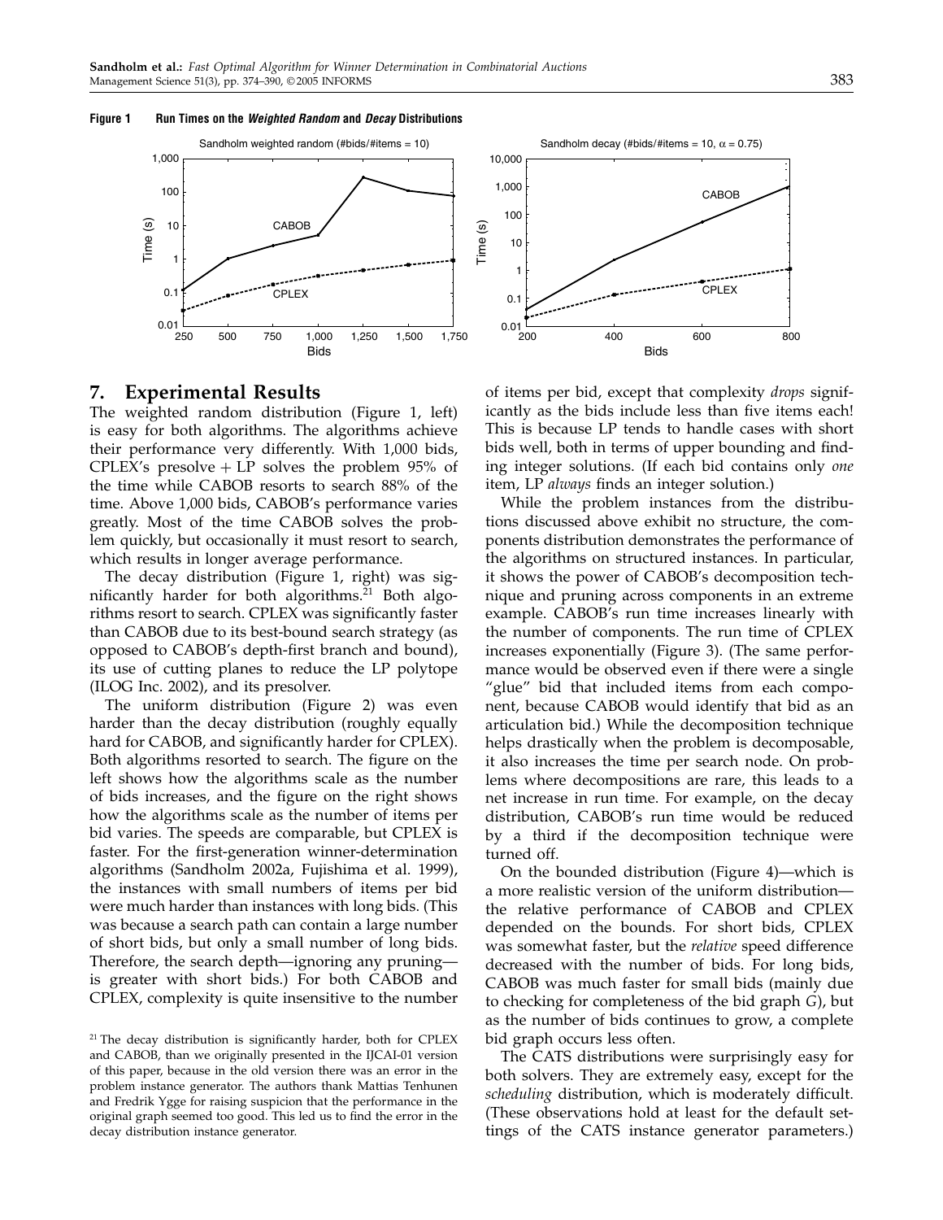**Figure 1 Run Times on the *Weighted Random* and *Decay* Distributions**

# 7. Experimental Results

The weighted random distribution (Figure 1, left) is easy for both algorithms. The algorithms achieve their performance very differently. With 1,000 bids, CPLEX's presolve + LP solves the problem 95% of the time while CABOB resorts to search 88% of the time. Above 1,000 bids, CABOB's performance varies greatly. Most of the time CABOB solves the problem quickly, but occasionally it must resort to search, which results in longer average performance.

The decay distribution (Figure 1, right) was significantly harder for both algorithms.[21] Both algorithms resort to search. CPLEX was significantly faster than CABOB due to its best-bound search strategy (as opposed to CABOB's depth-first branch and bound), its use of cutting planes to reduce the LP polytope (ILOG Inc. 2002), and its presolver.

The uniform distribution (Figure 2) was even harder than the decay distribution (roughly equally hard for CABOB, and significantly harder for CPLEX). Both algorithms resorted to search. The figure on the left shows how the algorithms scale as the number of bids increases, and the figure on the right shows how the algorithms scale as the number of items per bid varies. The speeds are comparable, but CPLEX is faster. For the first-generation winner-determination algorithms (Sandholm 2002a, Fujishima et al. 1999), the instances with small numbers of items per bid were much harder than instances with long bids. (This was because a search path can contain a large number of short bids, but only a small number of long bids. Therefore, the search depth—ignoring any pruning—is greater with short bids.) For both CABOB and CPLEX, complexity is quite insensitive to the number of items per bid, except that complexity *drops* significantly as the bids include less than five items each! This is because LP tends to handle cases with short bids well, both in terms of upper bounding and finding integer solutions. (If each bid contains only *one* item, LP *always* finds an integer solution.)

While the problem instances from the distributions discussed above exhibit no structure, the components distribution demonstrates the performance of the algorithms on structured instances. In particular, it shows the power of CABOB's decomposition technique and pruning across components in an extreme example. CABOB's run time increases linearly with the number of components. The run time of CPLEX increases exponentially (Figure 3). (The same performance would be observed even if there were a single "glue" bid that included items from each component, because CABOB would identify that bid as an articulation bid.) While the decomposition technique helps drastically when the problem is decomposable, it also increases the time per search node. On problems where decompositions are rare, this leads to a net increase in run time. For example, on the decay distribution, CABOB's run time would be reduced by a third if the decomposition technique were turned off.

On the bounded distribution (Figure 4)—which is a more realistic version of the uniform distribution—the relative performance of CABOB and CPLEX depended on the bounds. For short bids, CPLEX was somewhat faster, but the *relative* speed difference decreased with the number of bids. For long bids, CABOB was much faster for small bids (mainly due to checking for completeness of the bid graph $G$), but as the number of bids continues to grow, a complete bid graph occurs less often.

The CATS distributions were surprisingly easy for both solvers. They are extremely easy, except for the *scheduling* distribution, which is moderately difficult. (These observations hold at least for the default settings of the CATS instance generator parameters.)

[21] The decay distribution is significantly harder, both for CPLEX and CABOB, than we originally presented in the IJCAI-01 version of this paper, because in the old version there was an error in the problem instance generator. The authors thank Mattias Tenhunen and Fredrik Ygge for raising suspicion that the performance in the original graph seemed too good. This led us to find the error in the decay distribution instance generator.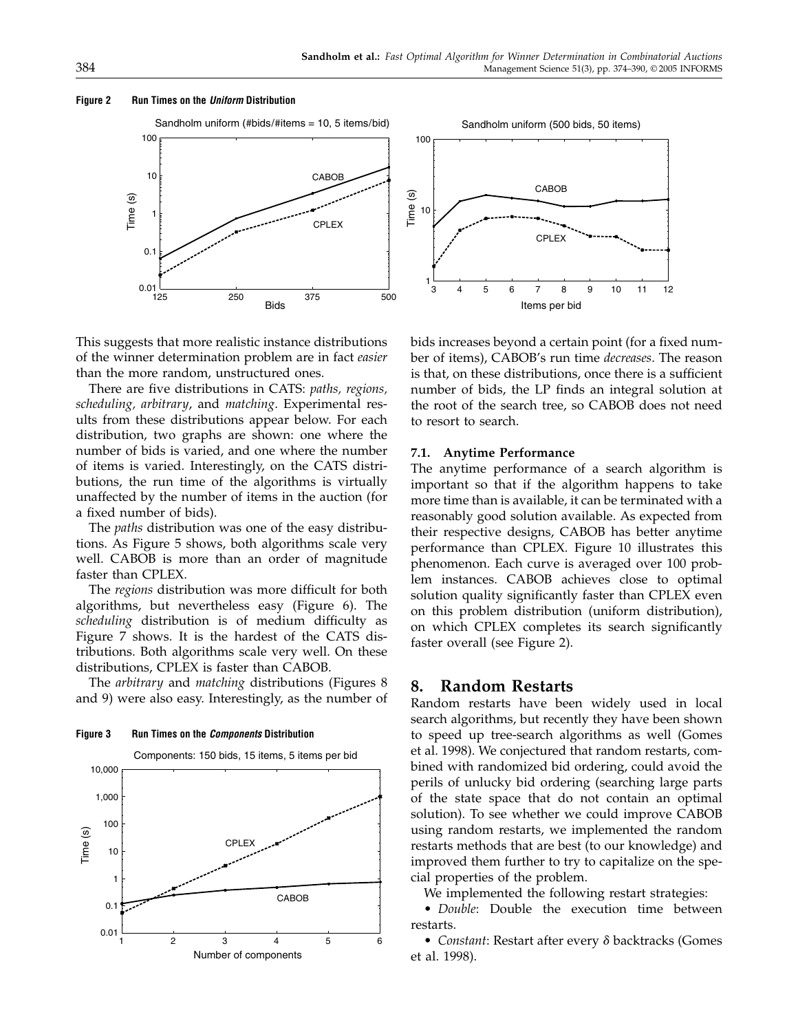**Figure 2 Run Times on the *Uniform* Distribution**

**Figure 3 Run Times on the *Components* Distribution**

This suggests that more realistic instance distributions of the winner determination problem are in fact *easier* than the more random, unstructured ones.

There are five distributions in CATS: *paths, regions, scheduling, arbitrary*, and *matching*. Experimental results from these distributions appear below. For each distribution, two graphs are shown: one where the number of bids is varied, and one where the number of items is varied. Interestingly, on the CATS distributions, the run time of the algorithms is virtually unaffected by the number of items in the auction (for a fixed number of bids).

The *paths* distribution was one of the easy distributions. As Figure 5 shows, both algorithms scale very well. CABOB is more than an order of magnitude faster than CPLEX.

The *regions* distribution was more difficult for both algorithms, but nevertheless easy (Figure 6). The *scheduling* distribution is of medium difficulty as Figure 7 shows. It is the hardest of the CATS distributions. Both algorithms scale very well. On these distributions, CPLEX is faster than CABOB.

The *arbitrary* and *matching* distributions (Figures 8 and 9) were also easy. Interestingly, as the number of bids increases beyond a certain point (for a fixed number of items), CABOB's run time *decreases*. The reason is that, on these distributions, once there is a sufficient number of bids, the LP finds an integral solution at the root of the search tree, so CABOB does not need to resort to search.

### 7.1. Anytime Performance

The anytime performance of a search algorithm is important so that if the algorithm happens to take more time than is available, it can be terminated with a reasonably good solution available. As expected from their respective designs, CABOB has better anytime performance than CPLEX. Figure 10 illustrates this phenomenon. Each curve is averaged over 100 problem instances. CABOB achieves close to optimal solution quality significantly faster than CPLEX even on this problem distribution (uniform distribution), on which CPLEX completes its search significantly faster overall (see Figure 2).

## 8. Random Restarts

Random restarts have been widely used in local search algorithms, but recently they have been shown to speed up tree-search algorithms as well (Gomes et al. 1998). We conjectured that random restarts, combined with randomized bid ordering, could avoid the perils of unlucky bid ordering (searching large parts of the state space that do not contain an optimal solution). To see whether we could improve CABOB using random restarts, we implemented the random restarts methods that are best (to our knowledge) and improved them further to try to capitalize on the special properties of the problem.

We implemented the following restart strategies:

- *Double*: Double the execution time between restarts.
- *Constant*: Restart after every $\delta$ backtracks (Gomes et al. 1998).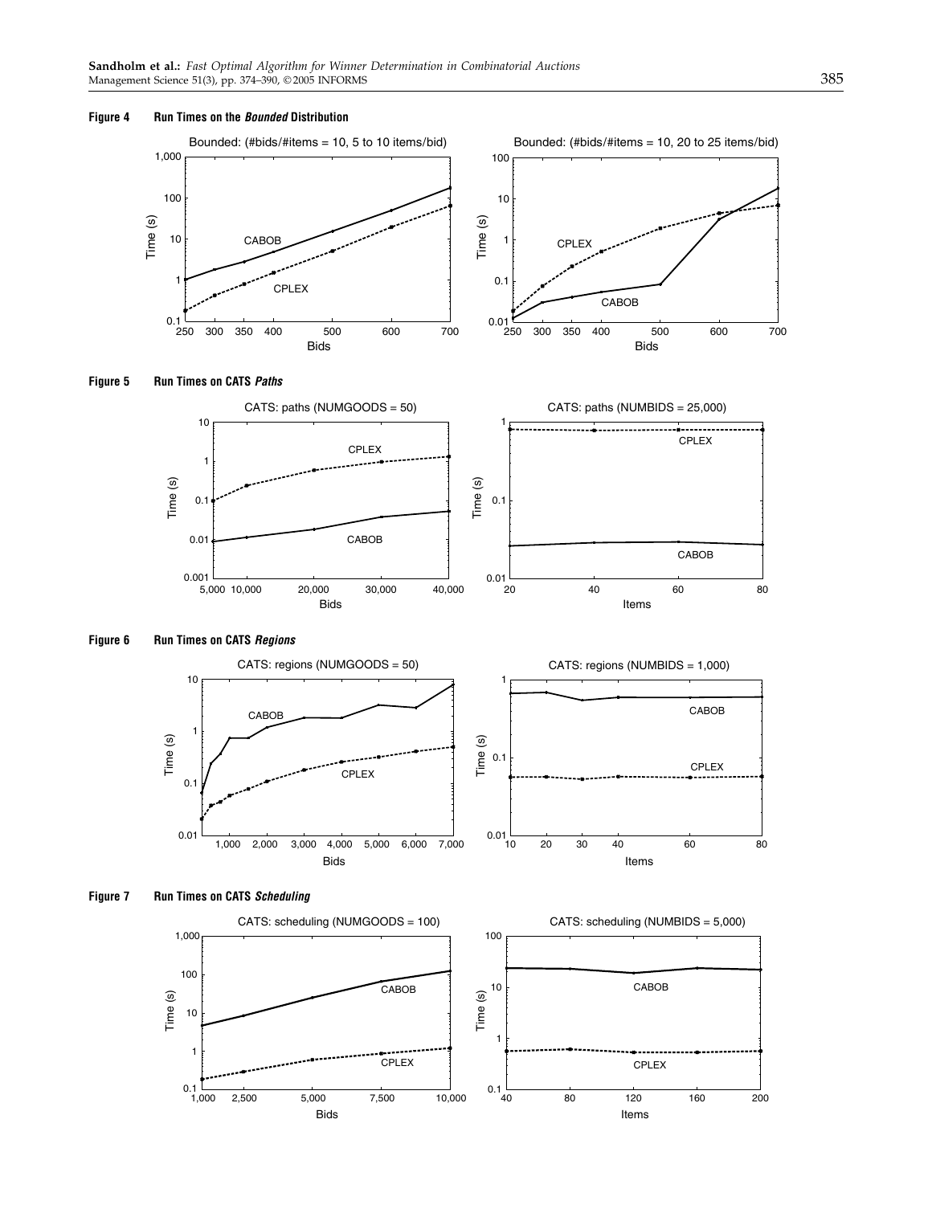**Figure 4** Run Times on the *Bounded* Distribution

**Figure 5** Run Times on CATS *Paths*

**Figure 6** Run Times on CATS *Regions*

**Figure 7** Run Times on CATS *Scheduling*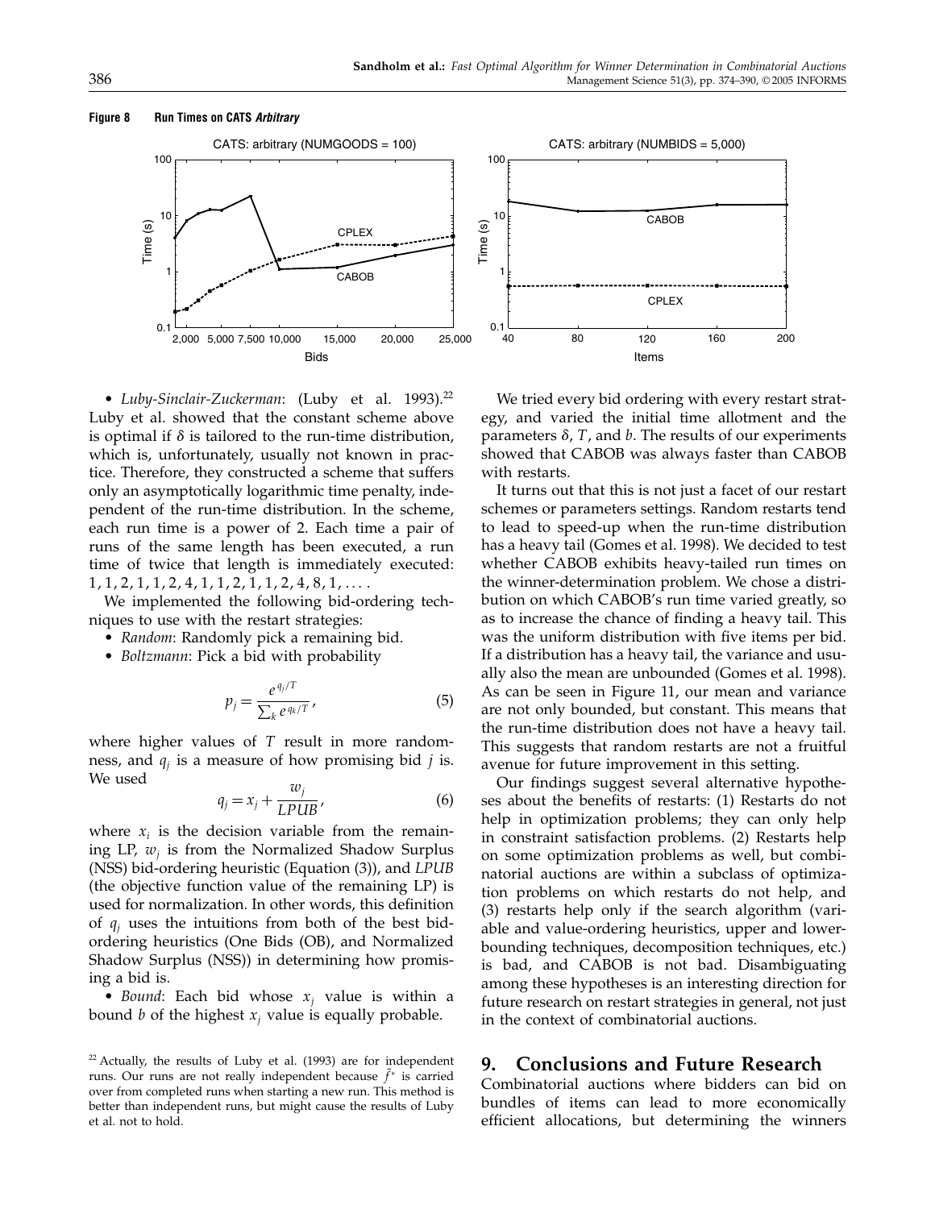**Figure 8 Run Times on CATS *Arbitrary***

- *Luby-Sinclair-Zuckerman*: (Luby et al. 1993).[22] Luby et al. showed that the constant scheme above is optimal if $\delta$ is tailored to the run-time distribution, which is, unfortunately, usually not known in practice. Therefore, they constructed a scheme that suffers only an asymptotically logarithmic time penalty, independent of the run-time distribution. In the scheme, each run time is a power of 2. Each time a pair of runs of the same length has been executed, a run time of twice that length is immediately executed: $1, 1, 2, 1, 1, 2, 4, 1, 1, 2, 1, 1, 2, 4, 8, 1, \ldots$.

We implemented the following bid-ordering techniques to use with the restart strategies:

- *Random*: Randomly pick a remaining bid.
- *Boltzmann*: Pick a bid with probability

$$p_j = \frac{e^{q_j/T}}{\sum_k e^{q_k/T}}, \tag{5}$$

where higher values of $T$ result in more randomness, and $q_j$ is a measure of how promising bid $j$ is. We used

$$q_j = x_j + \frac{w_j}{LPUB}, \tag{6}$$

where $x_i$ is the decision variable from the remaining LP, $w_j$ is from the Normalized Shadow Surplus (NSS) bid-ordering heuristic (Equation (3)), and *LPUB* (the objective function value of the remaining LP) is used for normalization. In other words, this definition of $q_j$ uses the intuitions from both of the best bid-ordering heuristics (One Bids (OB), and Normalized Shadow Surplus (NSS)) in determining how promising a bid is.

- *Bound*: Each bid whose $x_j$ value is within a bound $b$ of the highest $x_j$ value is equally probable.

[22] Actually, the results of Luby et al. (1993) are for independent runs. Our runs are not really independent because $\tilde{f}^*$ is carried over from completed runs when starting a new run. This method is better than independent runs, but might cause the results of Luby et al. not to hold.

We tried every bid ordering with every restart strategy, and varied the initial time allotment and the parameters $\delta$, $T$, and $b$. The results of our experiments showed that CABOB was always faster than CABOB with restarts.

It turns out that this is not just a facet of our restart schemes or parameters settings. Random restarts tend to lead to speed-up when the run-time distribution has a heavy tail (Gomes et al. 1998). We decided to test whether CABOB exhibits heavy-tailed run times on the winner-determination problem. We chose a distribution on which CABOB's run time varied greatly, so as to increase the chance of finding a heavy tail. This was the uniform distribution with five items per bid. If a distribution has a heavy tail, the variance and usually also the mean are unbounded (Gomes et al. 1998). As can be seen in Figure 11, our mean and variance are not only bounded, but constant. This means that the run-time distribution does not have a heavy tail. This suggests that random restarts are not a fruitful avenue for future improvement in this setting.

Our findings suggest several alternative hypotheses about the benefits of restarts: (1) Restarts do not help in optimization problems; they can only help in constraint satisfaction problems. (2) Restarts help on some optimization problems as well, but combinatorial auctions are within a subclass of optimization problems on which restarts do not help, and (3) restarts help only if the search algorithm (variable and value-ordering heuristics, upper and lower-bounding techniques, decomposition techniques, etc.) is bad, and CABOB is not bad. Disambiguating among these hypotheses is an interesting direction for future research on restart strategies in general, not just in the context of combinatorial auctions.

## 9. Conclusions and Future Research

Combinatorial auctions where bidders can bid on bundles of items can lead to more economically efficient allocations, but determining the winners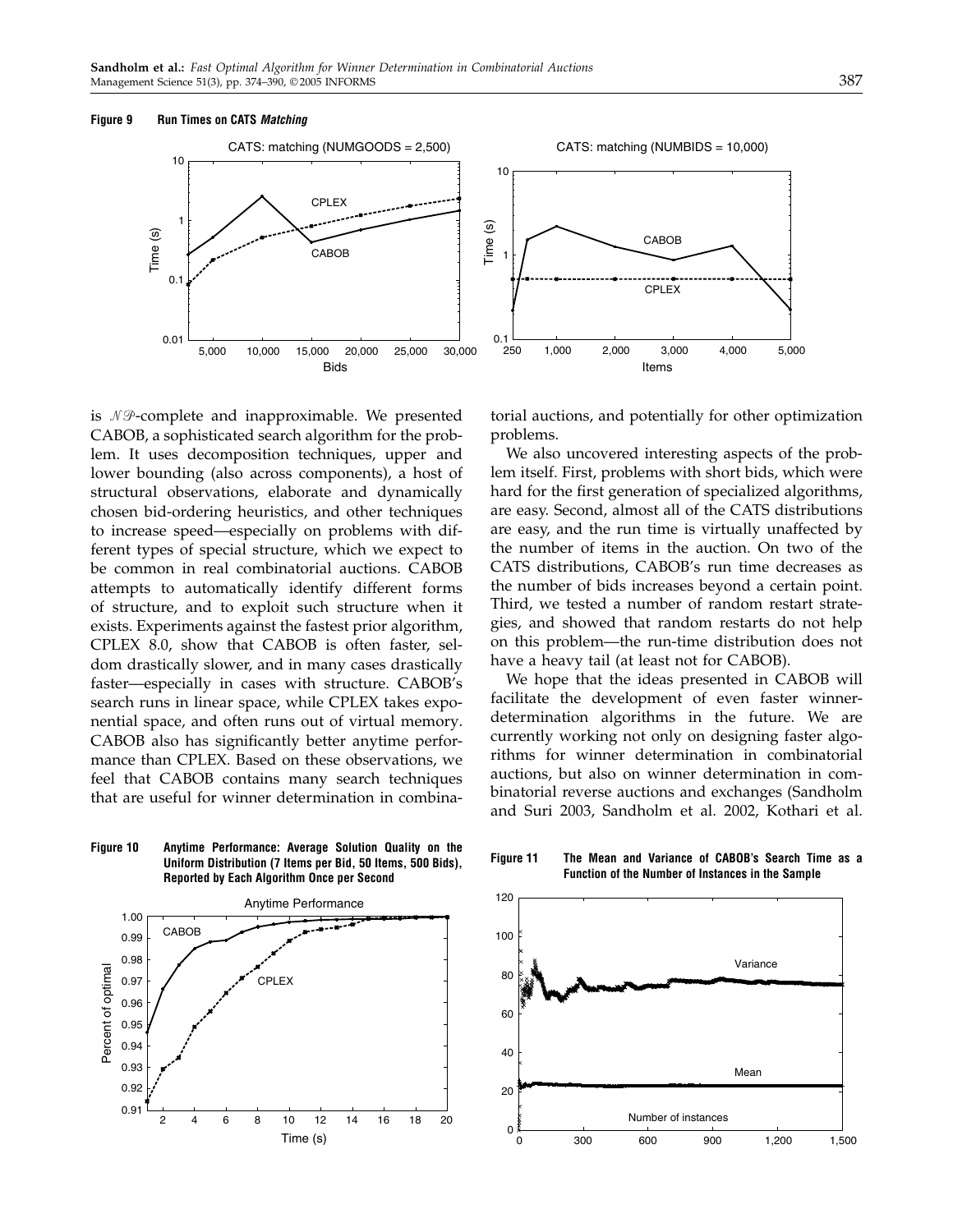**Figure 9 Run Times on CATS *Matching***

is $\mathcal{NP}$-complete and inapproximable. We presented CABOB, a sophisticated search algorithm for the problem. It uses decomposition techniques, upper and lower bounding (also across components), a host of structural observations, elaborate and dynamically chosen bid-ordering heuristics, and other techniques to increase speed—especially on problems with different types of special structure, which we expect to be common in real combinatorial auctions. CABOB attempts to automatically identify different forms of structure, and to exploit such structure when it exists. Experiments against the fastest prior algorithm, CPLEX 8.0, show that CABOB is often faster, seldom drastically slower, and in many cases drastically faster—especially in cases with structure. CABOB's search runs in linear space, while CPLEX takes exponential space, and often runs out of virtual memory. CABOB also has significantly better anytime performance than CPLEX. Based on these observations, we feel that CABOB contains many search techniques that are useful for winner determination in combinatorial auctions, and potentially for other optimization problems.

We also uncovered interesting aspects of the problem itself. First, problems with short bids, which were hard for the first generation of specialized algorithms, are easy. Second, almost all of the CATS distributions are easy, and the run time is virtually unaffected by the number of items in the auction. On two of the CATS distributions, CABOB's run time decreases as the number of bids increases beyond a certain point. Third, we tested a number of random restart strategies, and showed that random restarts do not help on this problem—the run-time distribution does not have a heavy tail (at least not for CABOB).

We hope that the ideas presented in CABOB will facilitate the development of even faster winner-determination algorithms in the future. We are currently working not only on designing faster algorithms for winner determination in combinatorial auctions, but also on winner determination in combinatorial reverse auctions and exchanges (Sandholm and Suri 2003, Sandholm et al. 2002, Kothari et al.

**Figure 10 Anytime Performance: Average Solution Quality on the Uniform Distribution (7 Items per Bid, 50 Items, 500 Bids), Reported by Each Algorithm Once per Second**

**Figure 11 The Mean and Variance of CABOB's Search Time as a Function of the Number of Instances in the Sample**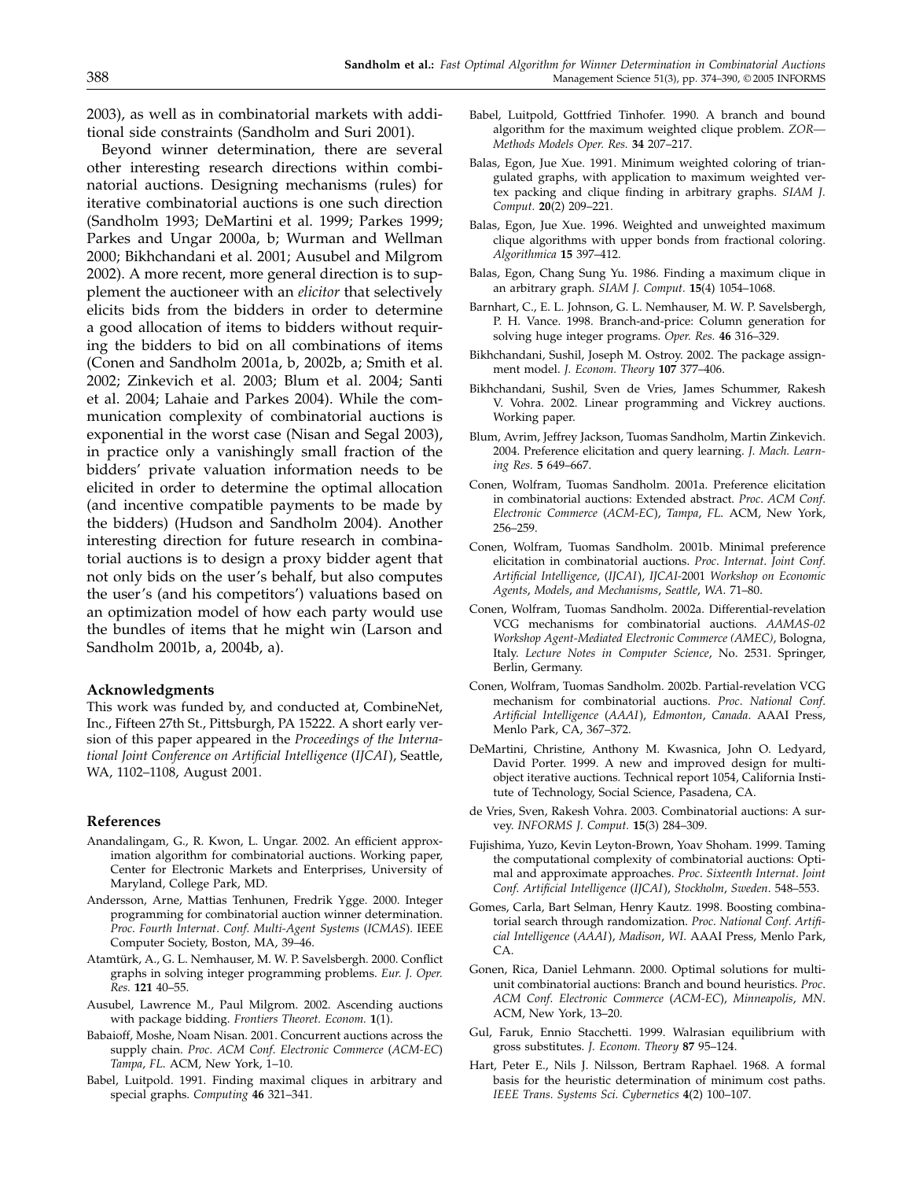2003), as well as in combinatorial markets with additional side constraints (Sandholm and Suri 2001).

Beyond winner determination, there are several other interesting research directions within combinatorial auctions. Designing mechanisms (rules) for iterative combinatorial auctions is one such direction (Sandholm 1993; DeMartini et al. 1999; Parkes 1999; Parkes and Ungar 2000a, b; Wurman and Wellman 2000; Bikhchandani et al. 2001; Ausubel and Milgrom 2002). A more recent, more general direction is to supplement the auctioneer with an *elicitor* that selectively elicits bids from the bidders in order to determine a good allocation of items to bidders without requiring the bidders to bid on all combinations of items (Conen and Sandholm 2001a, b, 2002b, a; Smith et al. 2002; Zinkevich et al. 2003; Blum et al. 2004; Santi et al. 2004; Lahaie and Parkes 2004). While the communication complexity of combinatorial auctions is exponential in the worst case (Nisan and Segal 2003), in practice only a vanishingly small fraction of the bidders' private valuation information needs to be elicited in order to determine the optimal allocation (and incentive compatible payments to be made by the bidders) (Hudson and Sandholm 2004). Another interesting direction for future research in combinatorial auctions is to design a proxy bidder agent that not only bids on the user's behalf, but also computes the user's (and his competitors') valuations based on an optimization model of how each party would use the bundles of items that he might win (Larson and Sandholm 2001b, a, 2004b, a).

### Acknowledgments

This work was funded by, and conducted at, CombineNet, Inc., Fifteen 27th St., Pittsburgh, PA 15222. A short early version of this paper appeared in the *Proceedings of the International Joint Conference on Artificial Intelligence* (*IJCAI*), Seattle, WA, 1102–1108, August 2001.

### References

Anandalingam, G., R. Kwon, L. Ungar. 2002. An efficient approximation algorithm for combinatorial auctions. Working paper, Center for Electronic Markets and Enterprises, University of Maryland, College Park, MD.

Andersson, Arne, Mattias Tenhunen, Fredrik Ygge. 2000. Integer programming for combinatorial auction winner determination. *Proc. Fourth Internat. Conf. Multi-Agent Systems* (*ICMAS*). IEEE Computer Society, Boston, MA, 39–46.

Atamtürk, A., G. L. Nemhauser, M. W. P. Savelsbergh. 2000. Conflict graphs in solving integer programming problems. *Eur. J. Oper. Res.* **121** 40–55.

Ausubel, Lawrence M., Paul Milgrom. 2002. Ascending auctions with package bidding. *Frontiers Theoret. Econom.* **1**(1).

Babaioff, Moshe, Noam Nisan. 2001. Concurrent auctions across the supply chain. *Proc. ACM Conf. Electronic Commerce* (*ACM-EC*) *Tampa*, *FL*. ACM, New York, 1–10.

Babel, Luitpold. 1991. Finding maximal cliques in arbitrary and special graphs. *Computing* **46** 321–341.

Babel, Luitpold, Gottfried Tinhofer. 1990. A branch and bound algorithm for the maximum weighted clique problem. *ZOR—Methods Models Oper. Res.* **34** 207–217.

Balas, Egon, Jue Xue. 1991. Minimum weighted coloring of triangulated graphs, with application to maximum weighted vertex packing and clique finding in arbitrary graphs. *SIAM J. Comput.* **20**(2) 209–221.

Balas, Egon, Jue Xue. 1996. Weighted and unweighted maximum clique algorithms with upper bonds from fractional coloring. *Algorithmica* **15** 397–412.

Balas, Egon, Chang Sung Yu. 1986. Finding a maximum clique in an arbitrary graph. *SIAM J. Comput.* **15**(4) 1054–1068.

Barnhart, C., E. L. Johnson, G. L. Nemhauser, M. W. P. Savelsbergh, P. H. Vance. 1998. Branch-and-price: Column generation for solving huge integer programs. *Oper. Res.* **46** 316–329.

Bikhchandani, Sushil, Joseph M. Ostroy. 2002. The package assignment model. *J. Econom. Theory* **107** 377–406.

Bikhchandani, Sushil, Sven de Vries, James Schummer, Rakesh V. Vohra. 2002. Linear programming and Vickrey auctions. Working paper.

Blum, Avrim, Jeffrey Jackson, Tuomas Sandholm, Martin Zinkevich. 2004. Preference elicitation and query learning. *J. Mach. Learning Res.* **5** 649–667.

Conen, Wolfram, Tuomas Sandholm. 2001a. Preference elicitation in combinatorial auctions: Extended abstract. *Proc. ACM Conf. Electronic Commerce* (*ACM-EC*), *Tampa*, *FL*. ACM, New York, 256–259.

Conen, Wolfram, Tuomas Sandholm. 2001b. Minimal preference elicitation in combinatorial auctions. *Proc. Internat. Joint Conf. Artificial Intelligence*, (*IJCAI*), *IJCAI*-2001 *Workshop on Economic Agents*, *Models*, *and Mechanisms*, *Seattle*, *WA*. 71–80.

Conen, Wolfram, Tuomas Sandholm. 2002a. Differential-revelation VCG mechanisms for combinatorial auctions. *AAMAS-02 Workshop Agent-Mediated Electronic Commerce (AMEC)*, Bologna, Italy. *Lecture Notes in Computer Science*, No. 2531. Springer, Berlin, Germany.

Conen, Wolfram, Tuomas Sandholm. 2002b. Partial-revelation VCG mechanism for combinatorial auctions. *Proc. National Conf. Artificial Intelligence* (*AAAI*), *Edmonton*, *Canada*. AAAI Press, Menlo Park, CA, 367–372.

DeMartini, Christine, Anthony M. Kwasnica, John O. Ledyard, David Porter. 1999. A new and improved design for multiobject iterative auctions. Technical report 1054, California Institute of Technology, Social Science, Pasadena, CA.

de Vries, Sven, Rakesh Vohra. 2003. Combinatorial auctions: A survey. *INFORMS J. Comput.* **15**(3) 284–309.

Fujishima, Yuzo, Kevin Leyton-Brown, Yoav Shoham. 1999. Taming the computational complexity of combinatorial auctions: Optimal and approximate approaches. *Proc. Sixteenth Internat. Joint Conf. Artificial Intelligence* (*IJCAI*), *Stockholm*, *Sweden*. 548–553.

Gomes, Carla, Bart Selman, Henry Kautz. 1998. Boosting combinatorial search through randomization. *Proc. National Conf. Artificial Intelligence* (*AAAI*), *Madison*, *WI*. AAAI Press, Menlo Park, CA.

Gonen, Rica, Daniel Lehmann. 2000. Optimal solutions for multiunit combinatorial auctions: Branch and bound heuristics. *Proc. ACM Conf. Electronic Commerce* (*ACM-EC*), *Minneapolis*, *MN*. ACM, New York, 13–20.

Gul, Faruk, Ennio Stacchetti. 1999. Walrasian equilibrium with gross substitutes. *J. Econom. Theory* **87** 95–124.

Hart, Peter E., Nils J. Nilsson, Bertram Raphael. 1968. A formal basis for the heuristic determination of minimum cost paths. *IEEE Trans. Systems Sci. Cybernetics* **4**(2) 100–107.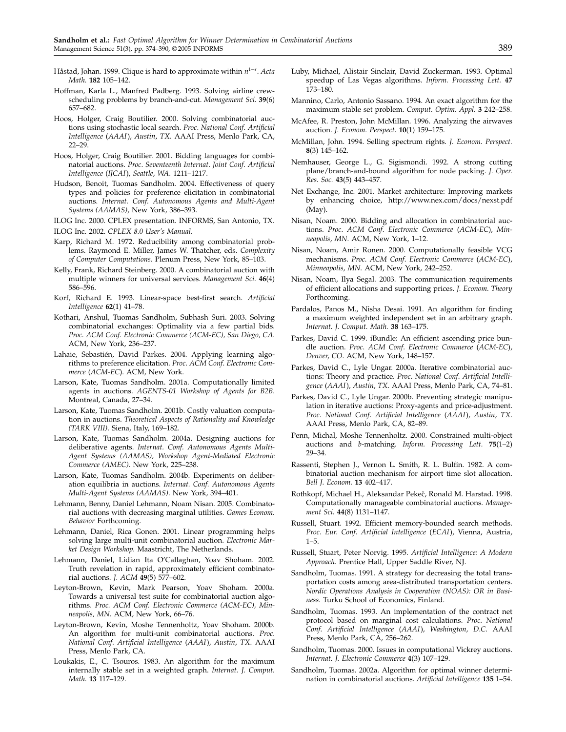Håstad, Johan. 1999. Clique is hard to approximate within $n^{1-\epsilon}$. *Acta Math.* **182** 105–142.

Hoffman, Karla L., Manfred Padberg. 1993. Solving airline crew-scheduling problems by branch-and-cut. *Management Sci.* **39**(6) 657–682.

Hoos, Holger, Craig Boutilier. 2000. Solving combinatorial auctions using stochastic local search. *Proc. National Conf. Artificial Intelligence* (*AAAI*), *Austin*, *TX*. AAAI Press, Menlo Park, CA, 22–29.

Hoos, Holger, Craig Boutilier. 2001. Bidding languages for combinatorial auctions. *Proc. Seventeenth Internat. Joint Conf. Artificial Intelligence* (*IJCAI*), *Seattle*, *WA*. 1211–1217.

Hudson, Benoit, Tuomas Sandholm. 2004. Effectiveness of query types and policies for preference elicitation in combinatorial auctions. *Internat. Conf. Autonomous Agents and Multi-Agent Systems (AAMAS)*, New York, 386–393.

ILOG Inc. 2000. CPLEX presentation. INFORMS, San Antonio, TX.

ILOG Inc. 2002. *CPLEX 8.0 User's Manual*.

Karp, Richard M. 1972. Reducibility among combinatorial problems. Raymond E. Miller, James W. Thatcher, eds. *Complexity of Computer Computations*. Plenum Press, New York, 85–103.

Kelly, Frank, Richard Steinberg. 2000. A combinatorial auction with multiple winners for universal services. *Management Sci.* **46**(4) 586–596.

Korf, Richard E. 1993. Linear-space best-first search. *Artificial Intelligence* **62**(1) 41–78.

Kothari, Anshul, Tuomas Sandholm, Subhash Suri. 2003. Solving combinatorial exchanges: Optimality via a few partial bids. *Proc. ACM Conf. Electronic Commerce (ACM-EC), San Diego, CA*. ACM, New York, 236–237.

Lahaie, Sebastién, David Parkes. 2004. Applying learning algorithms to preference elicitation. *Proc. ACM Conf. Electronic Commerce* (*ACM-EC*). ACM, New York.

Larson, Kate, Tuomas Sandholm. 2001a. Computationally limited agents in auctions. *AGENTS-01 Workshop of Agents for B2B*. Montreal, Canada, 27–34.

Larson, Kate, Tuomas Sandholm. 2001b. Costly valuation computation in auctions. *Theoretical Aspects of Rationality and Knowledge (TARK VIII)*. Siena, Italy, 169–182.

Larson, Kate, Tuomas Sandholm. 2004a. Designing auctions for deliberative agents. *Internat. Conf. Autonomous Agents Multi-Agent Systems (AAMAS), Workshop Agent-Mediated Electronic Commerce (AMEC)*. New York, 225–238.

Larson, Kate, Tuomas Sandholm. 2004b. Experiments on deliberation equilibria in auctions. *Internat. Conf. Autonomous Agents Multi-Agent Systems (AAMAS)*. New York, 394–401.

Lehmann, Benny, Daniel Lehmann, Noam Nisan. 2005. Combinatorial auctions with decreasing marginal utilities. *Games Econom. Behavior* Forthcoming.

Lehmann, Daniel, Rica Gonen. 2001. Linear programming helps solving large multi-unit combinatorial auction. *Electronic Market Design Workshop*. Maastricht, The Netherlands.

Lehmann, Daniel, Lidian Ita O'Callaghan, Yoav Shoham. 2002. Truth revelation in rapid, approximately efficient combinatorial auctions. *J. ACM* **49**(5) 577–602.

Leyton-Brown, Kevin, Mark Pearson, Yoav Shoham. 2000a. Towards a universal test suite for combinatorial auction algorithms. *Proc. ACM Conf. Electronic Commerce (ACM-EC), Minneapolis, MN*. ACM, New York, 66–76.

Leyton-Brown, Kevin, Moshe Tennenholtz, Yoav Shoham. 2000b. An algorithm for multi-unit combinatorial auctions. *Proc. National Conf. Artificial Intelligence* (*AAAI*), *Austin*, *TX*. AAAI Press, Menlo Park, CA.

Loukakis, E., C. Tsouros. 1983. An algorithm for the maximum internally stable set in a weighted graph. *Internat. J. Comput. Math.* **13** 117–129.

Luby, Michael, Alistair Sinclair, David Zuckerman. 1993. Optimal speedup of Las Vegas algorithms. *Inform. Processing Lett.* **47** 173–180.

Mannino, Carlo, Antonio Sassano. 1994. An exact algorithm for the maximum stable set problem. *Comput. Optim. Appl.* **3** 242–258.

McAfee, R. Preston, John McMillan. 1996. Analyzing the airwaves auction. *J. Econom. Perspect.* **10**(1) 159–175.

McMillan, John. 1994. Selling spectrum rights. *J. Econom. Perspect.* **8**(3) 145–162.

Nemhauser, George L., G. Sigismondi. 1992. A strong cutting plane/branch-and-bound algorithm for node packing. *J. Oper. Res. Soc.* **43**(5) 443–457.

Net Exchange, Inc. 2001. Market architecture: Improving markets by enhancing choice, http://www.nex.com/docs/nexst.pdf (May).

Nisan, Noam. 2000. Bidding and allocation in combinatorial auctions. *Proc. ACM Conf. Electronic Commerce* (*ACM-EC*), *Minneapolis*, *MN*. ACM, New York, 1–12.

Nisan, Noam, Amir Ronen. 2000. Computationally feasible VCG mechanisms. *Proc. ACM Conf. Electronic Commerce* (*ACM-EC*), *Minneapolis*, *MN*. ACM, New York, 242–252.

Nisan, Noam, Ilya Segal. 2003. The communication requirements of efficient allocations and supporting prices. *J. Econom. Theory* Forthcoming.

Pardalos, Panos M., Nisha Desai. 1991. An algorithm for finding a maximum weighted independent set in an arbitrary graph. *Internat. J. Comput. Math.* **38** 163–175.

Parkes, David C. 1999. iBundle: An efficient ascending price bundle auction. *Proc. ACM Conf. Electronic Commerce* (*ACM-EC*), *Denver*, *CO*. ACM, New York, 148–157.

Parkes, David C., Lyle Ungar. 2000a. Iterative combinatorial auctions: Theory and practice. *Proc. National Conf. Artificial Intelligence* (*AAAI*), *Austin*, *TX*. AAAI Press, Menlo Park, CA, 74–81.

Parkes, David C., Lyle Ungar. 2000b. Preventing strategic manipulation in iterative auctions: Proxy-agents and price-adjustment. *Proc. National Conf. Artificial Intelligence* (*AAAI*), *Austin*, *TX*. AAAI Press, Menlo Park, CA, 82–89.

Penn, Michal, Moshe Tennenholtz. 2000. Constrained multi-object auctions and *b*-matching. *Inform. Processing Lett.* **75**(1–2) 29–34.

Rassenti, Stephen J., Vernon L. Smith, R. L. Bulfin. 1982. A combinatorial auction mechanism for airport time slot allocation. *Bell J. Econom.* **13** 402–417.

Rothkopf, Michael H., Aleksandar Pekeč, Ronald M. Harstad. 1998. Computationally manageable combinatorial auctions. *Management Sci.* **44**(8) 1131–1147.

Russell, Stuart. 1992. Efficient memory-bounded search methods. *Proc. Eur. Conf. Artificial Intelligence* (*ECAI*), Vienna, Austria, 1–5.

Russell, Stuart, Peter Norvig. 1995. *Artificial Intelligence: A Modern Approach*. Prentice Hall, Upper Saddle River, NJ.

Sandholm, Tuomas. 1991. A strategy for decreasing the total transportation costs among area-distributed transportation centers. *Nordic Operations Analysis in Cooperation (NOAS): OR in Business*. Turku School of Economics, Finland.

Sandholm, Tuomas. 1993. An implementation of the contract net protocol based on marginal cost calculations. *Proc. National Conf. Artificial Intelligence* (*AAAI*), *Washington*, *D.C*. AAAI Press, Menlo Park, CA, 256–262.

Sandholm, Tuomas. 2000. Issues in computational Vickrey auctions. *Internat. J. Electronic Commerce* **4**(3) 107–129.

Sandholm, Tuomas. 2002a. Algorithm for optimal winner determination in combinatorial auctions. *Artificial Intelligence* **135** 1–54.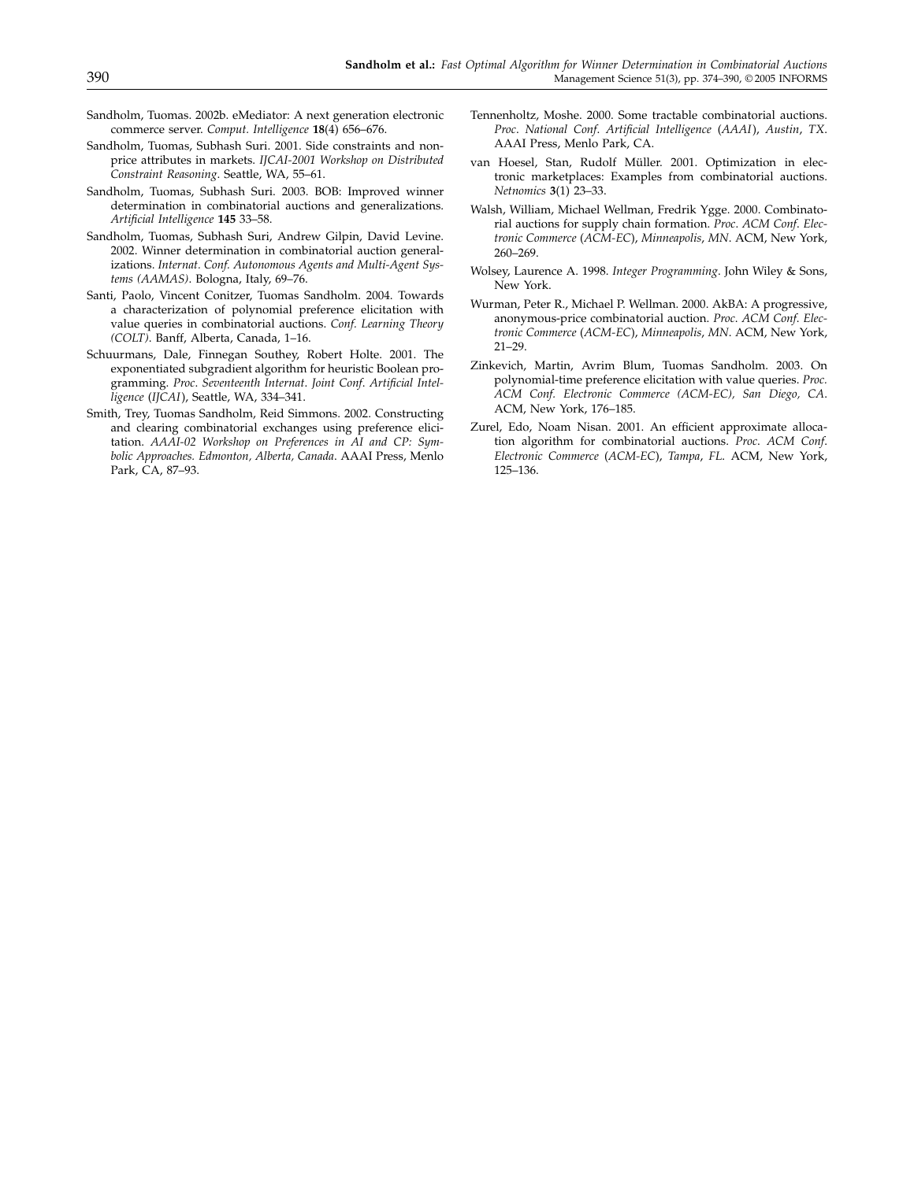Sandholm, Tuomas. 2002b. eMediator: A next generation electronic commerce server. *Comput. Intelligence* **18**(4) 656–676.

Sandholm, Tuomas, Subhash Suri. 2001. Side constraints and non-price attributes in markets. *IJCAI-2001 Workshop on Distributed Constraint Reasoning*. Seattle, WA, 55–61.

Sandholm, Tuomas, Subhash Suri. 2003. BOB: Improved winner determination in combinatorial auctions and generalizations. *Artificial Intelligence* **145** 33–58.

Sandholm, Tuomas, Subhash Suri, Andrew Gilpin, David Levine. 2002. Winner determination in combinatorial auction generalizations. *Internat. Conf. Autonomous Agents and Multi-Agent Systems (AAMAS)*. Bologna, Italy, 69–76.

Santi, Paolo, Vincent Conitzer, Tuomas Sandholm. 2004. Towards a characterization of polynomial preference elicitation with value queries in combinatorial auctions. *Conf. Learning Theory (COLT)*. Banff, Alberta, Canada, 1–16.

Schuurmans, Dale, Finnegan Southey, Robert Holte. 2001. The exponentiated subgradient algorithm for heuristic Boolean programming. *Proc. Seventeenth Internat. Joint Conf. Artificial Intelligence* (*IJCAI*), Seattle, WA, 334–341.

Smith, Trey, Tuomas Sandholm, Reid Simmons. 2002. Constructing and clearing combinatorial exchanges using preference elicitation. *AAAI-02 Workshop on Preferences in AI and CP: Symbolic Approaches. Edmonton, Alberta, Canada*. AAAI Press, Menlo Park, CA, 87–93.

Tennenholtz, Moshe. 2000. Some tractable combinatorial auctions. *Proc. National Conf. Artificial Intelligence* (*AAAI*), *Austin*, *TX*. AAAI Press, Menlo Park, CA.

van Hoesel, Stan, Rudolf Müller. 2001. Optimization in electronic marketplaces: Examples from combinatorial auctions. *Netnomics* **3**(1) 23–33.

Walsh, William, Michael Wellman, Fredrik Ygge. 2000. Combinatorial auctions for supply chain formation. *Proc. ACM Conf. Electronic Commerce* (*ACM-EC*), *Minneapolis*, *MN*. ACM, New York, 260–269.

Wolsey, Laurence A. 1998. *Integer Programming*. John Wiley & Sons, New York.

Wurman, Peter R., Michael P. Wellman. 2000. AkBA: A progressive, anonymous-price combinatorial auction. *Proc. ACM Conf. Electronic Commerce* (*ACM-EC*), *Minneapolis*, *MN*. ACM, New York, 21–29.

Zinkevich, Martin, Avrim Blum, Tuomas Sandholm. 2003. On polynomial-time preference elicitation with value queries. *Proc. ACM Conf. Electronic Commerce (ACM-EC), San Diego, CA*. ACM, New York, 176–185.

Zurel, Edo, Noam Nisan. 2001. An efficient approximate allocation algorithm for combinatorial auctions. *Proc. ACM Conf. Electronic Commerce* (*ACM-EC*), *Tampa*, *FL*. ACM, New York, 125–136.